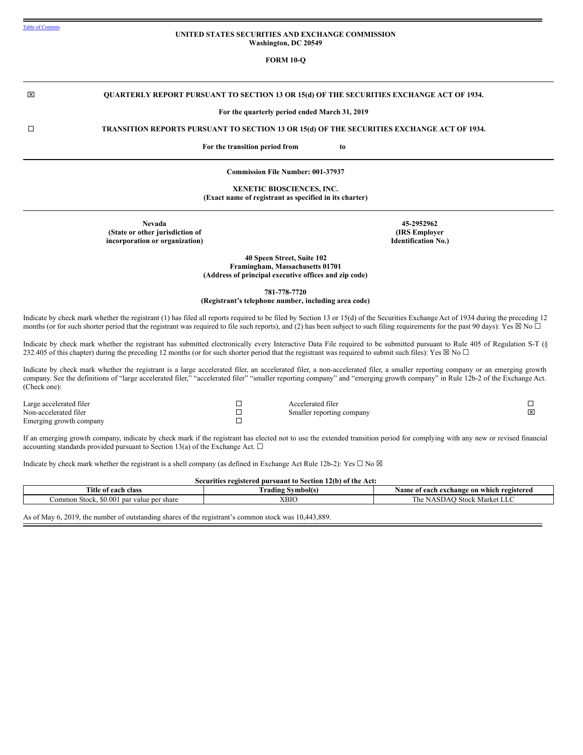Table of Contents

**UNITED STATES SECURITIES AND EXCHANGE COMMISSION**
**Washington, DC 20549**

**FORM 10-Q**

☒ **QUARTERLY REPORT PURSUANT TO SECTION 13 OR 15(d) OF THE SECURITIES EXCHANGE ACT OF 1934.**

**For the quarterly period ended March 31, 2019**

☐ **TRANSITION REPORTS PURSUANT TO SECTION 13 OR 15(d) OF THE SECURITIES EXCHANGE ACT OF 1934.**

**For the transition period from to**

**Commission File Number: 001-37937**

**XENETIC BIOSCIENCES, INC.**
**(Exact name of registrant as specified in its charter)**

| **Nevada** | **45-2952962** |
|---|---|
| **(State or other jurisdiction of incorporation or organization)** | **(IRS Employer Identification No.)** |

**40 Speen Street, Suite 102**
**Framingham, Massachusetts 01701**
**(Address of principal executive offices and zip code)**

**781-778-7720**
**(Registrant's telephone number, including area code)**

Indicate by check mark whether the registrant (1) has filed all reports required to be filed by Section 13 or 15(d) of the Securities Exchange Act of 1934 during the preceding 12 months (or for such shorter period that the registrant was required to file such reports), and (2) has been subject to such filing requirements for the past 90 days): Yes ☒ No ☐

Indicate by check mark whether the registrant has submitted electronically every Interactive Data File required to be submitted pursuant to Rule 405 of Regulation S-T (§ 232.405 of this chapter) during the preceding 12 months (or for such shorter period that the registrant was required to submit such files): Yes ☒ No ☐

Indicate by check mark whether the registrant is a large accelerated filer, an accelerated filer, a non-accelerated filer, a smaller reporting company or an emerging growth company. See the definitions of "large accelerated filer," "accelerated filer" "smaller reporting company" and "emerging growth company" in Rule 12b-2 of the Exchange Act. (Check one):

| | | | |
|---|---|---|---|
| Large accelerated filer | ☐ | Accelerated filer | ☐ |
| Non-accelerated filer | ☐ | Smaller reporting company | ☒ |
| Emerging growth company | ☐ | | |

If an emerging growth company, indicate by check mark if the registrant has elected not to use the extended transition period for complying with any new or revised financial accounting standards provided pursuant to Section 13(a) of the Exchange Act. ☐

Indicate by check mark whether the registrant is a shell company (as defined in Exchange Act Rule 12b-2): Yes ☐ No ☒

**Securities registered pursuant to Section 12(b) of the Act:**

| **Title of each class** | **Trading Symbol(s)** | **Name of each exchange on which registered** |
|---|---|---|
| Common Stock, $0.001 par value per share | XBIO | The NASDAQ Stock Market LLC |

As of May 6, 2019, the number of outstanding shares of the registrant's common stock was 10,443,889.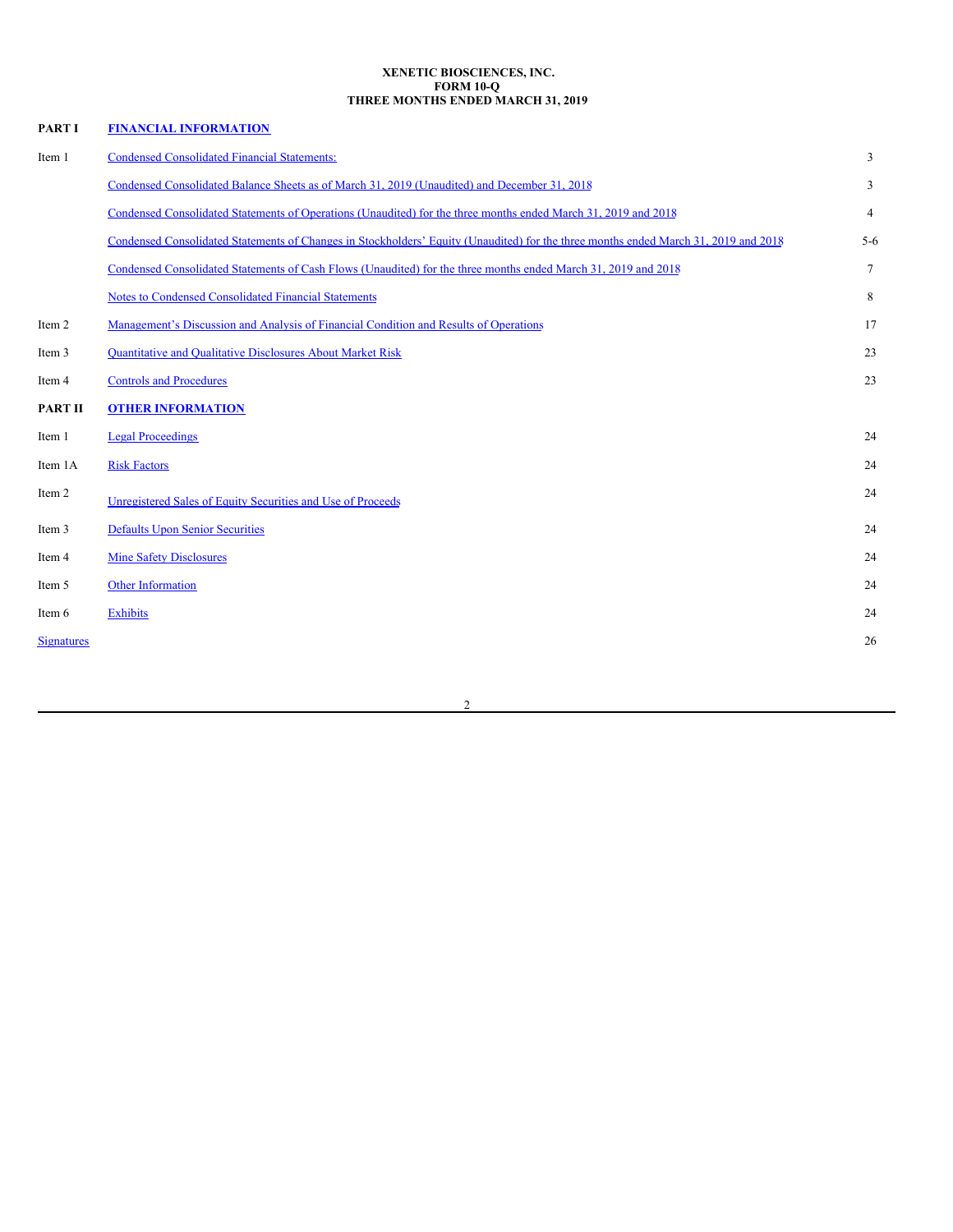**XENETIC BIOSCIENCES, INC.**
**FORM 10-Q**
**THREE MONTHS ENDED MARCH 31, 2019**

| | | |
|---|---|---|
| **PART I** | **FINANCIAL INFORMATION** | |
| Item 1 | Condensed Consolidated Financial Statements: | 3 |
| | Condensed Consolidated Balance Sheets as of March 31, 2019 (Unaudited) and December 31, 2018 | 3 |
| | Condensed Consolidated Statements of Operations (Unaudited) for the three months ended March 31, 2019 and 2018 | 4 |
| | Condensed Consolidated Statements of Changes in Stockholders' Equity (Unaudited) for the three months ended March 31, 2019 and 2018 | 5-6 |
| | Condensed Consolidated Statements of Cash Flows (Unaudited) for the three months ended March 31, 2019 and 2018 | 7 |
| | Notes to Condensed Consolidated Financial Statements | 8 |
| Item 2 | Management's Discussion and Analysis of Financial Condition and Results of Operations | 17 |
| Item 3 | Quantitative and Qualitative Disclosures About Market Risk | 23 |
| Item 4 | Controls and Procedures | 23 |
| **PART II** | **OTHER INFORMATION** | |
| Item 1 | Legal Proceedings | 24 |
| Item 1A | Risk Factors | 24 |
| Item 2 | Unregistered Sales of Equity Securities and Use of Proceeds | 24 |
| Item 3 | Defaults Upon Senior Securities | 24 |
| Item 4 | Mine Safety Disclosures | 24 |
| Item 5 | Other Information | 24 |
| Item 6 | Exhibits | 24 |
| Signatures | | 26 |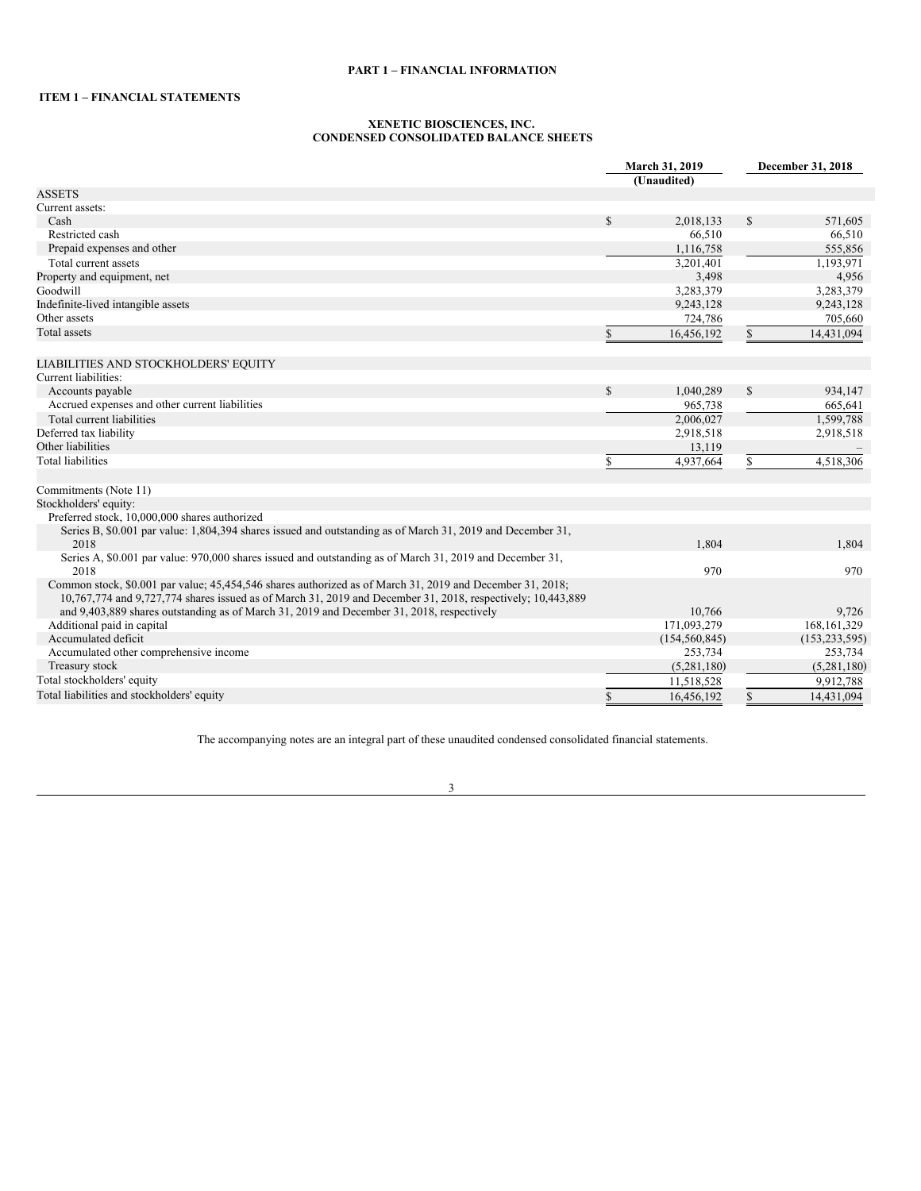**PART 1 – FINANCIAL INFORMATION**

**ITEM 1 – FINANCIAL STATEMENTS**

**XENETIC BIOSCIENCES, INC.**
**CONDENSED CONSOLIDATED BALANCE SHEETS**

| | March 31, 2019 (Unaudited) | December 31, 2018 |
|---|---|---|
| ASSETS | | |
| Current assets: | | |
| Cash | $ 2,018,133 | $ 571,605 |
| Restricted cash | 66,510 | 66,510 |
| Prepaid expenses and other | 1,116,758 | 555,856 |
| Total current assets | 3,201,401 | 1,193,971 |
| Property and equipment, net | 3,498 | 4,956 |
| Goodwill | 3,283,379 | 3,283,379 |
| Indefinite-lived intangible assets | 9,243,128 | 9,243,128 |
| Other assets | 724,786 | 705,660 |
| Total assets | $ 16,456,192 | $ 14,431,094 |
| | | |
| LIABILITIES AND STOCKHOLDERS' EQUITY | | |
| Current liabilities: | | |
| Accounts payable | $ 1,040,289 | $ 934,147 |
| Accrued expenses and other current liabilities | 965,738 | 665,641 |
| Total current liabilities | 2,006,027 | 1,599,788 |
| Deferred tax liability | 2,918,518 | 2,918,518 |
| Other liabilities | 13,119 | – |
| Total liabilities | $ 4,937,664 | $ 4,518,306 |
| | | |
| Commitments (Note 11) | | |
| Stockholders' equity: | | |
| Preferred stock, 10,000,000 shares authorized | | |
| Series B, $0.001 par value: 1,804,394 shares issued and outstanding as of March 31, 2019 and December 31, 2018 | 1,804 | 1,804 |
| Series A, $0.001 par value: 970,000 shares issued and outstanding as of March 31, 2019 and December 31, 2018 | 970 | 970 |
| Common stock, $0.001 par value; 45,454,546 shares authorized as of March 31, 2019 and December 31, 2018; 10,767,774 and 9,727,774 shares issued as of March 31, 2019 and December 31, 2018, respectively; 10,443,889 and 9,403,889 shares outstanding as of March 31, 2019 and December 31, 2018, respectively | 10,766 | 9,726 |
| Additional paid in capital | 171,093,279 | 168,161,329 |
| Accumulated deficit | (154,560,845) | (153,233,595) |
| Accumulated other comprehensive income | 253,734 | 253,734 |
| Treasury stock | (5,281,180) | (5,281,180) |
| Total stockholders' equity | 11,518,528 | 9,912,788 |
| Total liabilities and stockholders' equity | $ 16,456,192 | $ 14,431,094 |

The accompanying notes are an integral part of these unaudited condensed consolidated financial statements.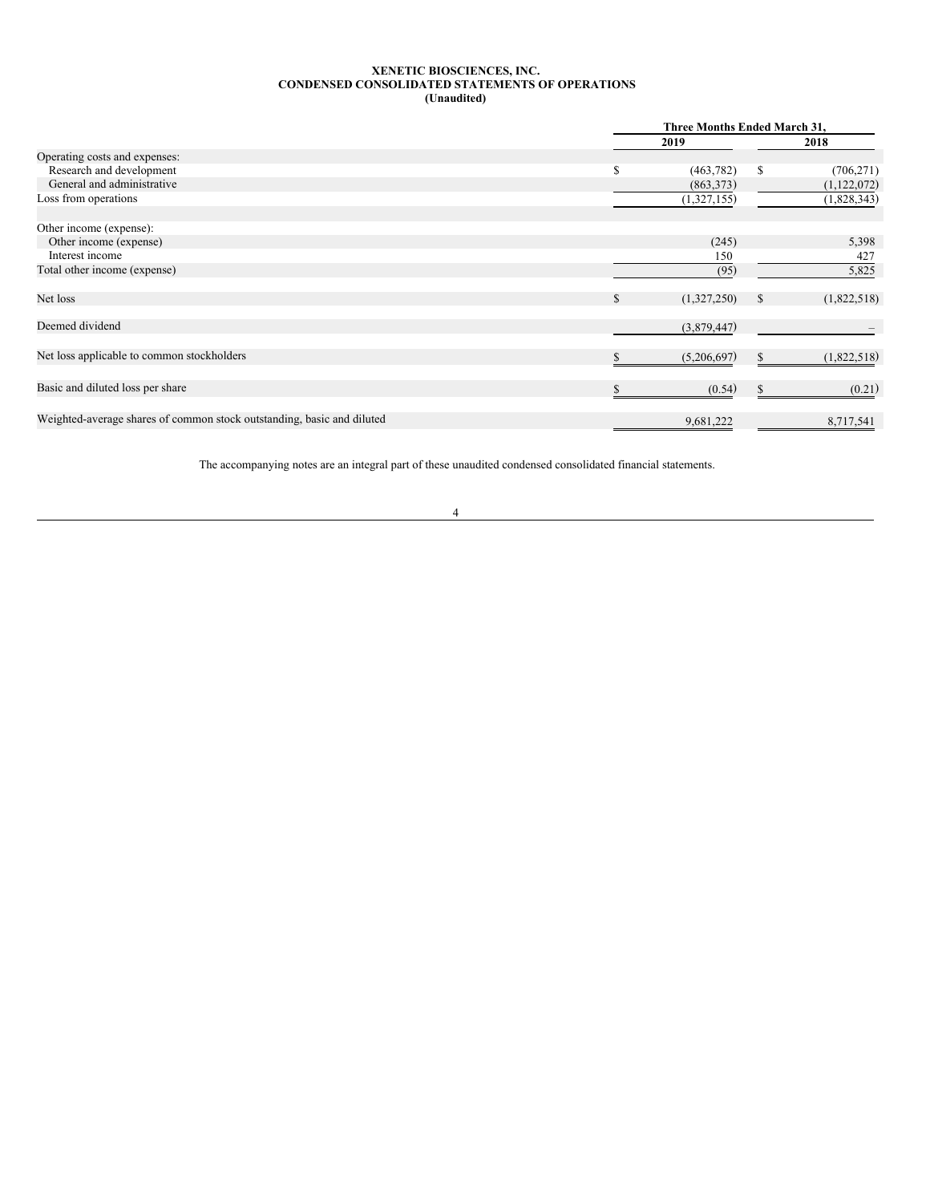**XENETIC BIOSCIENCES, INC.**
**CONDENSED CONSOLIDATED STATEMENTS OF OPERATIONS**
**(Unaudited)**

| | Three Months Ended March 31, | |
|---|---|---|
| | 2019 | 2018 |
| Operating costs and expenses: | | |
| Research and development | $ (463,782) | $ (706,271) |
| General and administrative | (863,373) | (1,122,072) |
| Loss from operations | (1,327,155) | (1,828,343) |
| | | |
| Other income (expense): | | |
| Other income (expense) | (245) | 5,398 |
| Interest income | 150 | 427 |
| Total other income (expense) | (95) | 5,825 |
| | | |
| Net loss | $ (1,327,250) | $ (1,822,518) |
| | | |
| Deemed dividend | (3,879,447) | – |
| | | |
| Net loss applicable to common stockholders | $ (5,206,697) | $ (1,822,518) |
| | | |
| Basic and diluted loss per share | $ (0.54) | $ (0.21) |
| | | |
| Weighted-average shares of common stock outstanding, basic and diluted | 9,681,222 | 8,717,541 |

The accompanying notes are an integral part of these unaudited condensed consolidated financial statements.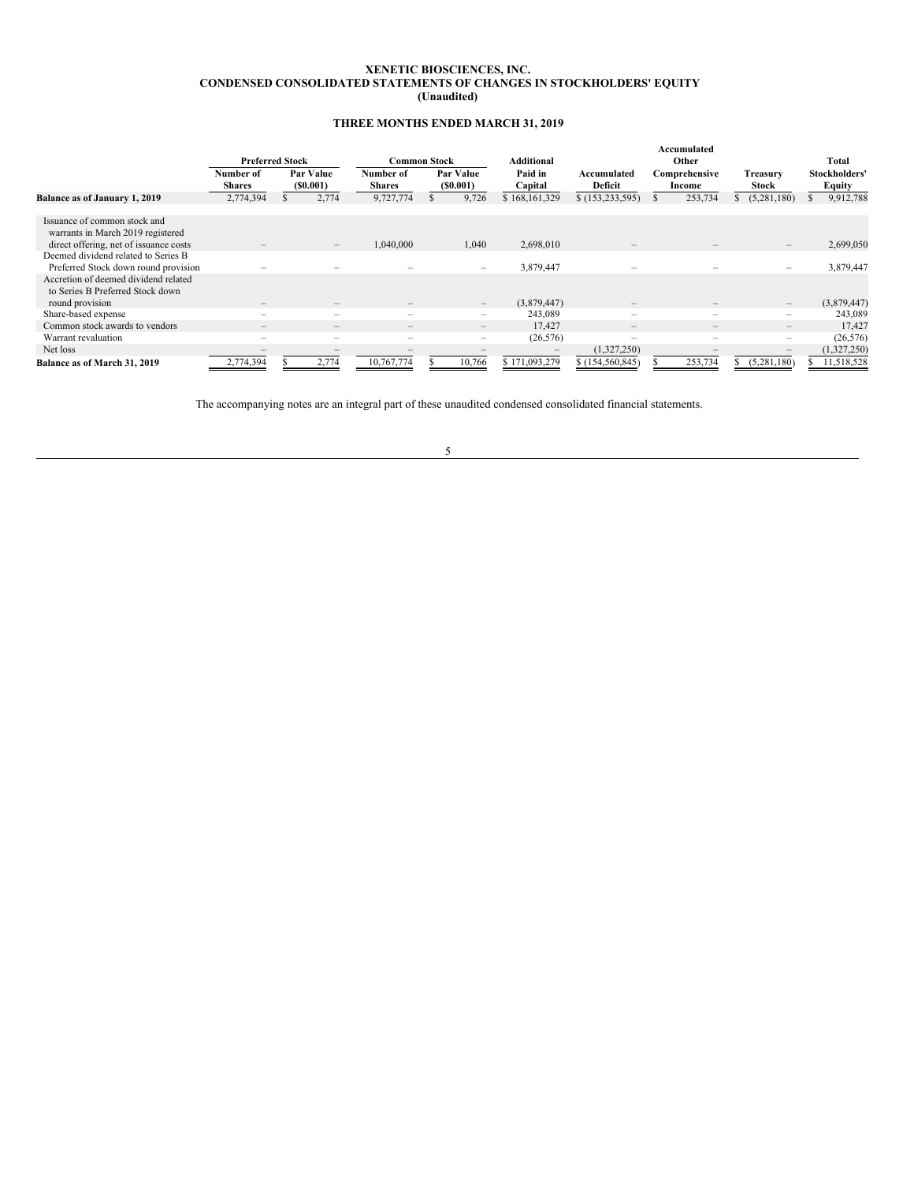**XENETIC BIOSCIENCES, INC.**
**CONDENSED CONSOLIDATED STATEMENTS OF CHANGES IN STOCKHOLDERS' EQUITY**
**(Unaudited)**

**THREE MONTHS ENDED MARCH 31, 2019**

| | Preferred Stock | | Common Stock | | Additional | | Accumulated Other | | Total |
|---|---|---|---|---|---|---|---|---|---|
| | Number of Shares | Par Value ($0.001) | Number of Shares | Par Value ($0.001) | Paid in Capital | Accumulated Deficit | Comprehensive Income | Treasury Stock | Stockholders' Equity |
| **Balance as of January 1, 2019** | 2,774,394 | $ 2,774 | 9,727,774 | $ 9,726 | $ 168,161,329 | $ (153,233,595) | $ 253,734 | $ (5,281,180) | $ 9,912,788 |
| Issuance of common stock and warrants in March 2019 registered direct offering, net of issuance costs | – | – | 1,040,000 | 1,040 | 2,698,010 | – | – | – | 2,699,050 |
| Deemed dividend related to Series B Preferred Stock down round provision | – | – | – | – | 3,879,447 | – | – | – | 3,879,447 |
| Accretion of deemed dividend related to Series B Preferred Stock down round provision | – | – | – | – | (3,879,447) | – | – | – | (3,879,447) |
| Share-based expense | – | – | – | – | 243,089 | – | – | – | 243,089 |
| Common stock awards to vendors | – | – | – | – | 17,427 | – | – | – | 17,427 |
| Warrant revaluation | – | – | – | – | (26,576) | – | – | – | (26,576) |
| Net loss | – | – | – | – | – | (1,327,250) | – | – | (1,327,250) |
| **Balance as of March 31, 2019** | 2,774,394 | $ 2,774 | 10,767,774 | $ 10,766 | $ 171,093,279 | $ (154,560,845) | $ 253,734 | $ (5,281,180) | $ 11,518,528 |

The accompanying notes are an integral part of these unaudited condensed consolidated financial statements.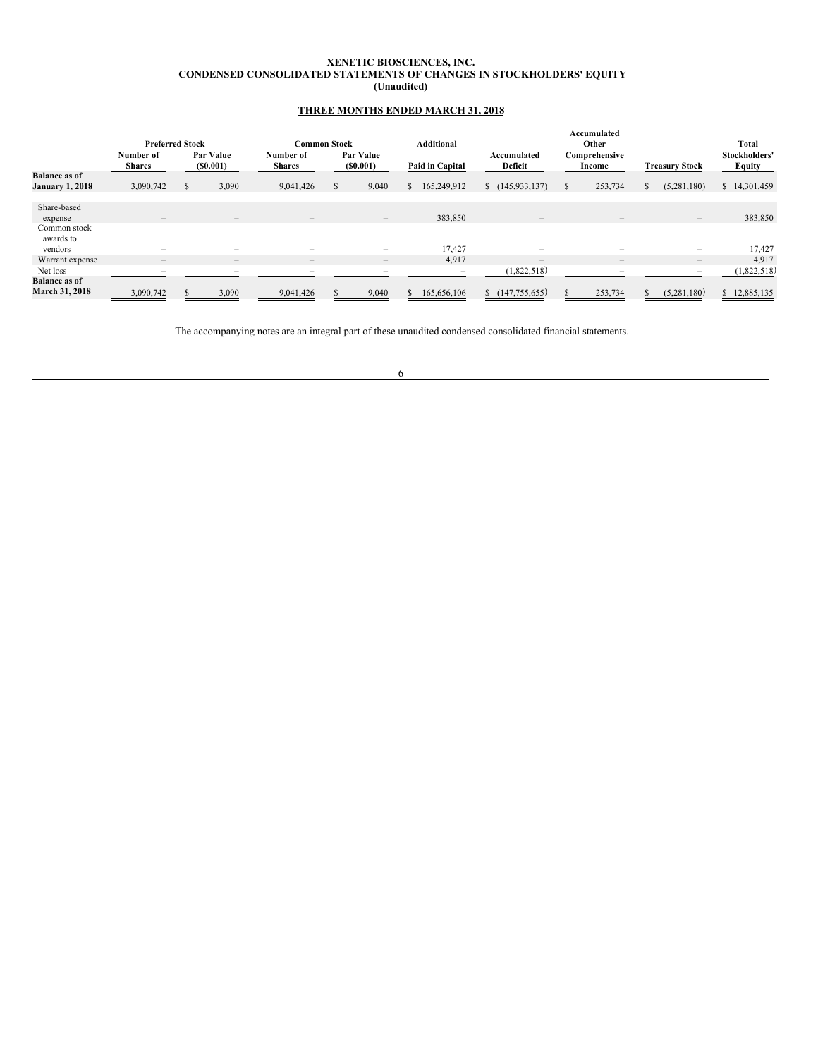**XENETIC BIOSCIENCES, INC.**
**CONDENSED CONSOLIDATED STATEMENTS OF CHANGES IN STOCKHOLDERS' EQUITY**
**(Unaudited)**

**THREE MONTHS ENDED MARCH 31, 2018**

| | Preferred Stock | | Common Stock | | Additional | | Accumulated Other | | |
|---|---|---|---|---|---|---|---|---|---|
| | Number of Shares | Par Value ($0.001) | Number of Shares | Par Value ($0.001) | Paid in Capital | Accumulated Deficit | Comprehensive Income | Treasury Stock | Total Stockholders' Equity |
| **Balance as of January 1, 2018** | 3,090,742 | $ 3,090 | 9,041,426 | $ 9,040 | $ 165,249,912 | $ (145,933,137) | $ 253,734 | $ (5,281,180) | $ 14,301,459 |
| Share-based expense | – | – | – | – | 383,850 | – | – | – | 383,850 |
| Common stock awards to vendors | – | – | – | – | 17,427 | – | – | – | 17,427 |
| Warrant expense | – | – | – | – | 4,917 | – | – | – | 4,917 |
| Net loss | – | – | – | – | – | (1,822,518) | – | – | (1,822,518) |
| **Balance as of March 31, 2018** | 3,090,742 | $ 3,090 | 9,041,426 | $ 9,040 | $ 165,656,106 | $ (147,755,655) | $ 253,734 | $ (5,281,180) | $ 12,885,135 |

The accompanying notes are an integral part of these unaudited condensed consolidated financial statements.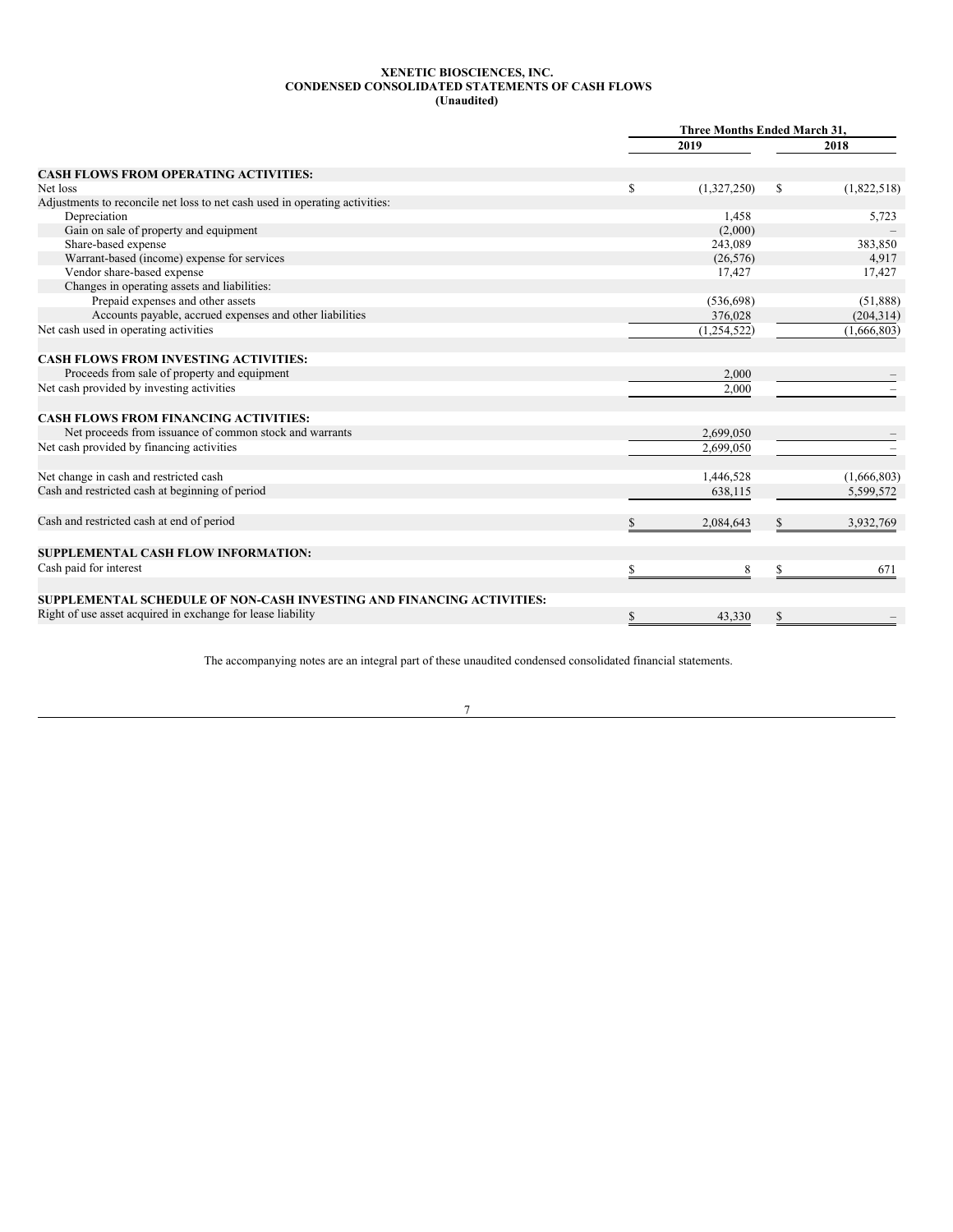**XENETIC BIOSCIENCES, INC.**
**CONDENSED CONSOLIDATED STATEMENTS OF CASH FLOWS**
**(Unaudited)**

| | Three Months Ended March 31, | |
|---|---|---|
| | 2019 | 2018 |
| **CASH FLOWS FROM OPERATING ACTIVITIES:** | | |
| Net loss | $ (1,327,250) | $ (1,822,518) |
| Adjustments to reconcile net loss to net cash used in operating activities: | | |
| Depreciation | 1,458 | 5,723 |
| Gain on sale of property and equipment | (2,000) | – |
| Share-based expense | 243,089 | 383,850 |
| Warrant-based (income) expense for services | (26,576) | 4,917 |
| Vendor share-based expense | 17,427 | 17,427 |
| Changes in operating assets and liabilities: | | |
| Prepaid expenses and other assets | (536,698) | (51,888) |
| Accounts payable, accrued expenses and other liabilities | 376,028 | (204,314) |
| Net cash used in operating activities | (1,254,522) | (1,666,803) |
| **CASH FLOWS FROM INVESTING ACTIVITIES:** | | |
| Proceeds from sale of property and equipment | 2,000 | – |
| Net cash provided by investing activities | 2,000 | – |
| **CASH FLOWS FROM FINANCING ACTIVITIES:** | | |
| Net proceeds from issuance of common stock and warrants | 2,699,050 | – |
| Net cash provided by financing activities | 2,699,050 | – |
| Net change in cash and restricted cash | 1,446,528 | (1,666,803) |
| Cash and restricted cash at beginning of period | 638,115 | 5,599,572 |
| Cash and restricted cash at end of period | $ 2,084,643 | $ 3,932,769 |
| **SUPPLEMENTAL CASH FLOW INFORMATION:** | | |
| Cash paid for interest | $ 8 | $ 671 |
| **SUPPLEMENTAL SCHEDULE OF NON-CASH INVESTING AND FINANCING ACTIVITIES:** | | |
| Right of use asset acquired in exchange for lease liability | $ 43,330 | $ – |

The accompanying notes are an integral part of these unaudited condensed consolidated financial statements.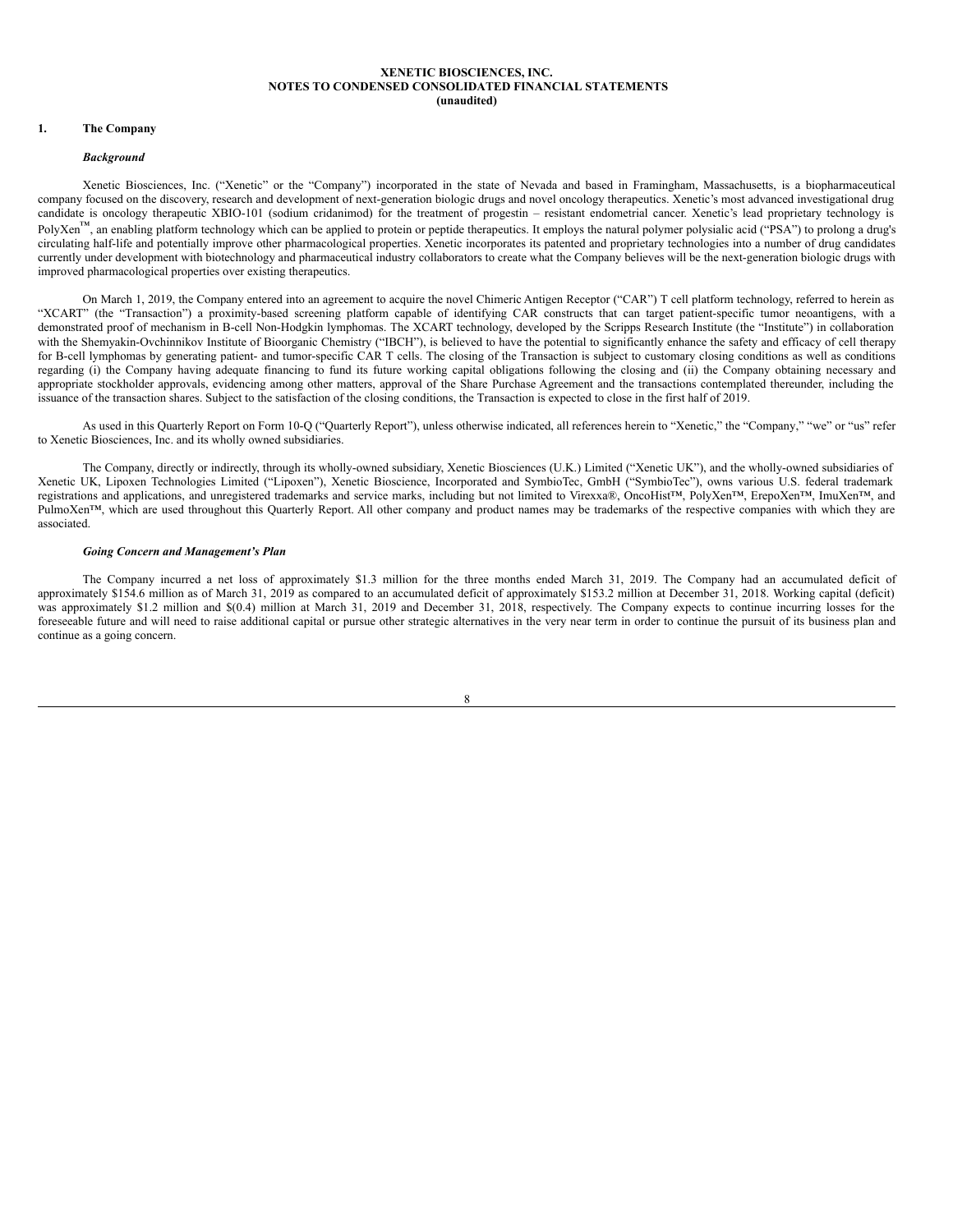# XENETIC BIOSCIENCES, INC.
## NOTES TO CONDENSED CONSOLIDATED FINANCIAL STATEMENTS
**(unaudited)**

### 1. The Company

***Background***

Xenetic Biosciences, Inc. ("Xenetic" or the "Company") incorporated in the state of Nevada and based in Framingham, Massachusetts, is a biopharmaceutical company focused on the discovery, research and development of next-generation biologic drugs and novel oncology therapeutics. Xenetic's most advanced investigational drug candidate is oncology therapeutic XBIO-101 (sodium cridanimod) for the treatment of progestin – resistant endometrial cancer. Xenetic's lead proprietary technology is PolyXen™, an enabling platform technology which can be applied to protein or peptide therapeutics. It employs the natural polymer polysialic acid ("PSA") to prolong a drug's circulating half-life and potentially improve other pharmacological properties. Xenetic incorporates its patented and proprietary technologies into a number of drug candidates currently under development with biotechnology and pharmaceutical industry collaborators to create what the Company believes will be the next-generation biologic drugs with improved pharmacological properties over existing therapeutics.

On March 1, 2019, the Company entered into an agreement to acquire the novel Chimeric Antigen Receptor ("CAR") T cell platform technology, referred to herein as "XCART" (the "Transaction") a proximity-based screening platform capable of identifying CAR constructs that can target patient-specific tumor neoantigens, with a demonstrated proof of mechanism in B-cell Non-Hodgkin lymphomas. The XCART technology, developed by the Scripps Research Institute (the "Institute") in collaboration with the Shemyakin-Ovchinnikov Institute of Bioorganic Chemistry ("IBCH"), is believed to have the potential to significantly enhance the safety and efficacy of cell therapy for B-cell lymphomas by generating patient- and tumor-specific CAR T cells. The closing of the Transaction is subject to customary closing conditions as well as conditions regarding (i) the Company having adequate financing to fund its future working capital obligations following the closing and (ii) the Company obtaining necessary and appropriate stockholder approvals, evidencing among other matters, approval of the Share Purchase Agreement and the transactions contemplated thereunder, including the issuance of the transaction shares. Subject to the satisfaction of the closing conditions, the Transaction is expected to close in the first half of 2019.

As used in this Quarterly Report on Form 10-Q ("Quarterly Report"), unless otherwise indicated, all references herein to "Xenetic," the "Company," "we" or "us" refer to Xenetic Biosciences, Inc. and its wholly owned subsidiaries.

The Company, directly or indirectly, through its wholly-owned subsidiary, Xenetic Biosciences (U.K.) Limited ("Xenetic UK"), and the wholly-owned subsidiaries of Xenetic UK, Lipoxen Technologies Limited ("Lipoxen"), Xenetic Bioscience, Incorporated and SymbioTec, GmbH ("SymbioTec"), owns various U.S. federal trademark registrations and applications, and unregistered trademarks and service marks, including but not limited to Virexxa®, OncoHist™, PolyXen™, ErepoXen™, ImuXen™, and PulmoXen™, which are used throughout this Quarterly Report. All other company and product names may be trademarks of the respective companies with which they are associated.

***Going Concern and Management's Plan***

The Company incurred a net loss of approximately $1.3 million for the three months ended March 31, 2019. The Company had an accumulated deficit of approximately $154.6 million as of March 31, 2019 as compared to an accumulated deficit of approximately $153.2 million at December 31, 2018. Working capital (deficit) was approximately $1.2 million and $(0.4) million at March 31, 2019 and December 31, 2018, respectively. The Company expects to continue incurring losses for the foreseeable future and will need to raise additional capital or pursue other strategic alternatives in the very near term in order to continue the pursuit of its business plan and continue as a going concern.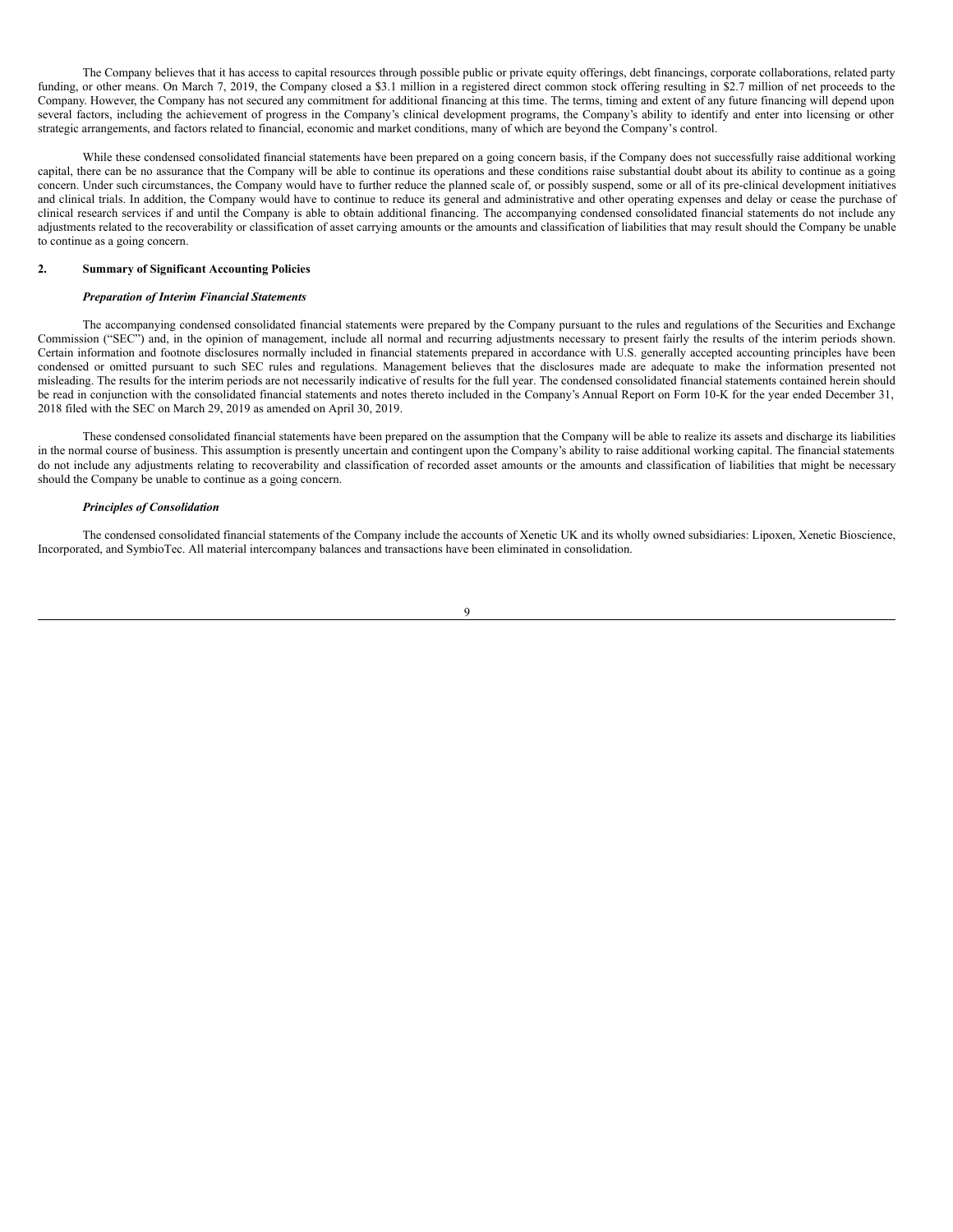The Company believes that it has access to capital resources through possible public or private equity offerings, debt financings, corporate collaborations, related party funding, or other means. On March 7, 2019, the Company closed a $3.1 million in a registered direct common stock offering resulting in $2.7 million of net proceeds to the Company. However, the Company has not secured any commitment for additional financing at this time. The terms, timing and extent of any future financing will depend upon several factors, including the achievement of progress in the Company's clinical development programs, the Company's ability to identify and enter into licensing or other strategic arrangements, and factors related to financial, economic and market conditions, many of which are beyond the Company's control.

While these condensed consolidated financial statements have been prepared on a going concern basis, if the Company does not successfully raise additional working capital, there can be no assurance that the Company will be able to continue its operations and these conditions raise substantial doubt about its ability to continue as a going concern. Under such circumstances, the Company would have to further reduce the planned scale of, or possibly suspend, some or all of its pre-clinical development initiatives and clinical trials. In addition, the Company would have to continue to reduce its general and administrative and other operating expenses and delay or cease the purchase of clinical research services if and until the Company is able to obtain additional financing. The accompanying condensed consolidated financial statements do not include any adjustments related to the recoverability or classification of asset carrying amounts or the amounts and classification of liabilities that may result should the Company be unable to continue as a going concern.

## 2. Summary of Significant Accounting Policies

### *Preparation of Interim Financial Statements*

The accompanying condensed consolidated financial statements were prepared by the Company pursuant to the rules and regulations of the Securities and Exchange Commission ("SEC") and, in the opinion of management, include all normal and recurring adjustments necessary to present fairly the results of the interim periods shown. Certain information and footnote disclosures normally included in financial statements prepared in accordance with U.S. generally accepted accounting principles have been condensed or omitted pursuant to such SEC rules and regulations. Management believes that the disclosures made are adequate to make the information presented not misleading. The results for the interim periods are not necessarily indicative of results for the full year. The condensed consolidated financial statements contained herein should be read in conjunction with the consolidated financial statements and notes thereto included in the Company's Annual Report on Form 10-K for the year ended December 31, 2018 filed with the SEC on March 29, 2019 as amended on April 30, 2019.

These condensed consolidated financial statements have been prepared on the assumption that the Company will be able to realize its assets and discharge its liabilities in the normal course of business. This assumption is presently uncertain and contingent upon the Company's ability to raise additional working capital. The financial statements do not include any adjustments relating to recoverability and classification of recorded asset amounts or the amounts and classification of liabilities that might be necessary should the Company be unable to continue as a going concern.

### *Principles of Consolidation*

The condensed consolidated financial statements of the Company include the accounts of Xenetic UK and its wholly owned subsidiaries: Lipoxen, Xenetic Bioscience, Incorporated, and SymbioTec. All material intercompany balances and transactions have been eliminated in consolidation.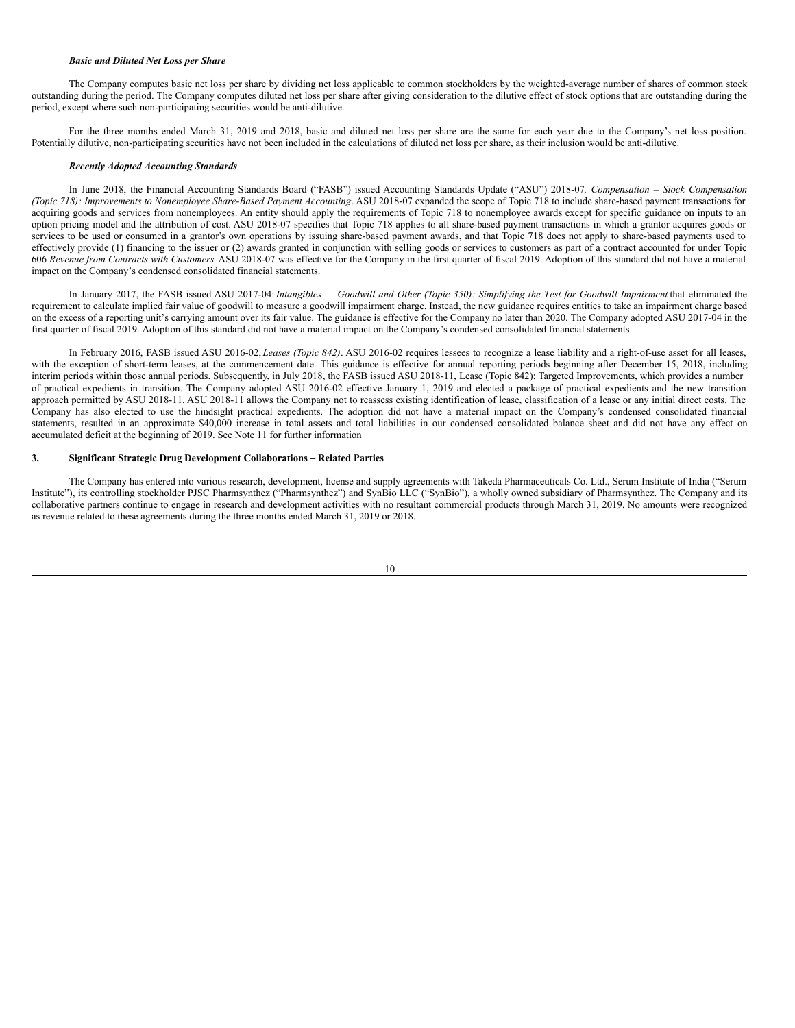***Basic and Diluted Net Loss per Share***

The Company computes basic net loss per share by dividing net loss applicable to common stockholders by the weighted-average number of shares of common stock outstanding during the period. The Company computes diluted net loss per share after giving consideration to the dilutive effect of stock options that are outstanding during the period, except where such non-participating securities would be anti-dilutive.

For the three months ended March 31, 2019 and 2018, basic and diluted net loss per share are the same for each year due to the Company's net loss position. Potentially dilutive, non-participating securities have not been included in the calculations of diluted net loss per share, as their inclusion would be anti-dilutive.

***Recently Adopted Accounting Standards***

In June 2018, the Financial Accounting Standards Board ("FASB") issued Accounting Standards Update ("ASU") 2018-07*, Compensation – Stock Compensation (Topic 718): Improvements to Nonemployee Share-Based Payment Accounting*. ASU 2018-07 expanded the scope of Topic 718 to include share-based payment transactions for acquiring goods and services from nonemployees. An entity should apply the requirements of Topic 718 to nonemployee awards except for specific guidance on inputs to an option pricing model and the attribution of cost. ASU 2018-07 specifies that Topic 718 applies to all share-based payment transactions in which a grantor acquires goods or services to be used or consumed in a grantor's own operations by issuing share-based payment awards, and that Topic 718 does not apply to share-based payments used to effectively provide (1) financing to the issuer or (2) awards granted in conjunction with selling goods or services to customers as part of a contract accounted for under Topic 606 *Revenue from Contracts with Customers*. ASU 2018-07 was effective for the Company in the first quarter of fiscal 2019. Adoption of this standard did not have a material impact on the Company's condensed consolidated financial statements.

In January 2017, the FASB issued ASU 2017-04: *Intangibles — Goodwill and Other (Topic 350): Simplifying the Test for Goodwill Impairment* that eliminated the requirement to calculate implied fair value of goodwill to measure a goodwill impairment charge. Instead, the new guidance requires entities to take an impairment charge based on the excess of a reporting unit's carrying amount over its fair value. The guidance is effective for the Company no later than 2020. The Company adopted ASU 2017-04 in the first quarter of fiscal 2019. Adoption of this standard did not have a material impact on the Company's condensed consolidated financial statements.

In February 2016, FASB issued ASU 2016-02, *Leases (Topic 842)*. ASU 2016-02 requires lessees to recognize a lease liability and a right-of-use asset for all leases, with the exception of short-term leases, at the commencement date. This guidance is effective for annual reporting periods beginning after December 15, 2018, including interim periods within those annual periods. Subsequently, in July 2018, the FASB issued ASU 2018-11, Lease (Topic 842): Targeted Improvements, which provides a number of practical expedients in transition. The Company adopted ASU 2016-02 effective January 1, 2019 and elected a package of practical expedients and the new transition approach permitted by ASU 2018-11. ASU 2018-11 allows the Company not to reassess existing identification of lease, classification of a lease or any initial direct costs. The Company has also elected to use the hindsight practical expedients. The adoption did not have a material impact on the Company's condensed consolidated financial statements, resulted in an approximate $40,000 increase in total assets and total liabilities in our condensed consolidated balance sheet and did not have any effect on accumulated deficit at the beginning of 2019. See Note 11 for further information

## 3. Significant Strategic Drug Development Collaborations – Related Parties

The Company has entered into various research, development, license and supply agreements with Takeda Pharmaceuticals Co. Ltd., Serum Institute of India ("Serum Institute"), its controlling stockholder PJSC Pharmsynthez ("Pharmsynthez") and SynBio LLC ("SynBio"), a wholly owned subsidiary of Pharmsynthez. The Company and its collaborative partners continue to engage in research and development activities with no resultant commercial products through March 31, 2019. No amounts were recognized as revenue related to these agreements during the three months ended March 31, 2019 or 2018.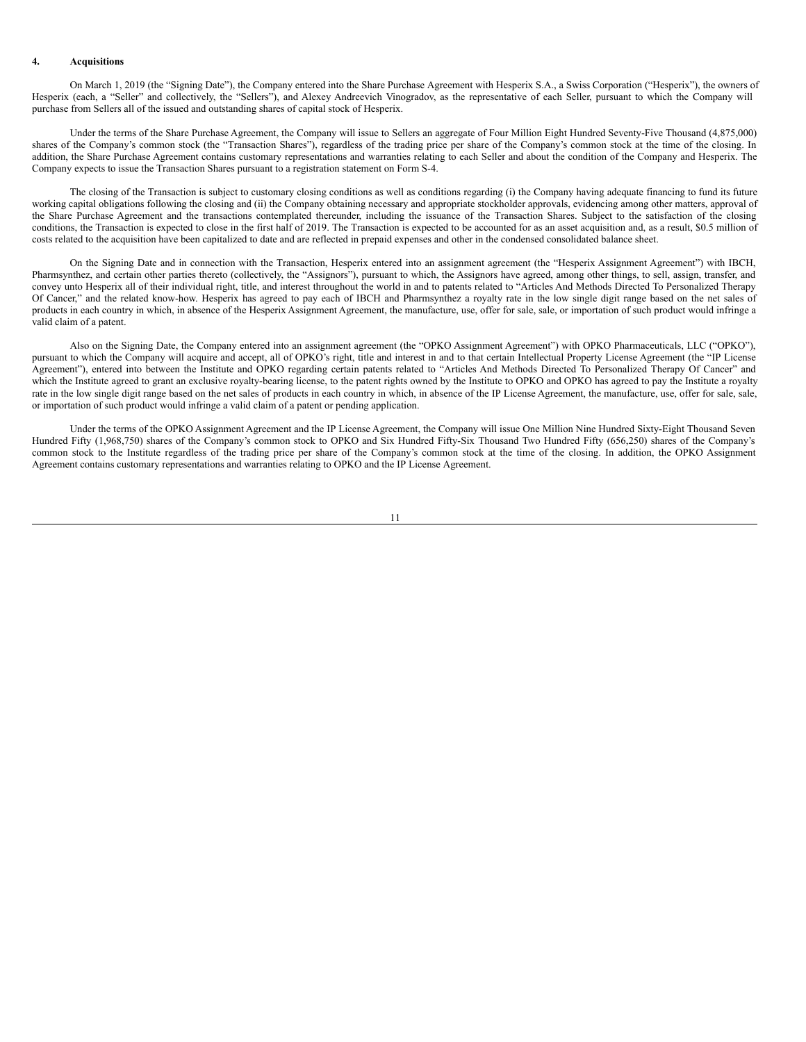## 4. Acquisitions

On March 1, 2019 (the "Signing Date"), the Company entered into the Share Purchase Agreement with Hesperix S.A., a Swiss Corporation ("Hesperix"), the owners of Hesperix (each, a "Seller" and collectively, the "Sellers"), and Alexey Andreevich Vinogradov, as the representative of each Seller, pursuant to which the Company will purchase from Sellers all of the issued and outstanding shares of capital stock of Hesperix.

Under the terms of the Share Purchase Agreement, the Company will issue to Sellers an aggregate of Four Million Eight Hundred Seventy-Five Thousand (4,875,000) shares of the Company's common stock (the "Transaction Shares"), regardless of the trading price per share of the Company's common stock at the time of the closing. In addition, the Share Purchase Agreement contains customary representations and warranties relating to each Seller and about the condition of the Company and Hesperix. The Company expects to issue the Transaction Shares pursuant to a registration statement on Form S-4.

The closing of the Transaction is subject to customary closing conditions as well as conditions regarding (i) the Company having adequate financing to fund its future working capital obligations following the closing and (ii) the Company obtaining necessary and appropriate stockholder approvals, evidencing among other matters, approval of the Share Purchase Agreement and the transactions contemplated thereunder, including the issuance of the Transaction Shares. Subject to the satisfaction of the closing conditions, the Transaction is expected to close in the first half of 2019. The Transaction is expected to be accounted for as an asset acquisition and, as a result, $0.5 million of costs related to the acquisition have been capitalized to date and are reflected in prepaid expenses and other in the condensed consolidated balance sheet.

On the Signing Date and in connection with the Transaction, Hesperix entered into an assignment agreement (the "Hesperix Assignment Agreement") with IBCH, Pharmsynthez, and certain other parties thereto (collectively, the "Assignors"), pursuant to which, the Assignors have agreed, among other things, to sell, assign, transfer, and convey unto Hesperix all of their individual right, title, and interest throughout the world in and to patents related to "Articles And Methods Directed To Personalized Therapy Of Cancer," and the related know-how. Hesperix has agreed to pay each of IBCH and Pharmsynthez a royalty rate in the low single digit range based on the net sales of products in each country in which, in absence of the Hesperix Assignment Agreement, the manufacture, use, offer for sale, sale, or importation of such product would infringe a valid claim of a patent.

Also on the Signing Date, the Company entered into an assignment agreement (the "OPKO Assignment Agreement") with OPKO Pharmaceuticals, LLC ("OPKO"), pursuant to which the Company will acquire and accept, all of OPKO's right, title and interest in and to that certain Intellectual Property License Agreement (the "IP License Agreement"), entered into between the Institute and OPKO regarding certain patents related to "Articles And Methods Directed To Personalized Therapy Of Cancer" and which the Institute agreed to grant an exclusive royalty-bearing license, to the patent rights owned by the Institute to OPKO and OPKO has agreed to pay the Institute a royalty rate in the low single digit range based on the net sales of products in each country in which, in absence of the IP License Agreement, the manufacture, use, offer for sale, sale, or importation of such product would infringe a valid claim of a patent or pending application.

Under the terms of the OPKO Assignment Agreement and the IP License Agreement, the Company will issue One Million Nine Hundred Sixty-Eight Thousand Seven Hundred Fifty (1,968,750) shares of the Company's common stock to OPKO and Six Hundred Fifty-Six Thousand Two Hundred Fifty (656,250) shares of the Company's common stock to the Institute regardless of the trading price per share of the Company's common stock at the time of the closing. In addition, the OPKO Assignment Agreement contains customary representations and warranties relating to OPKO and the IP License Agreement.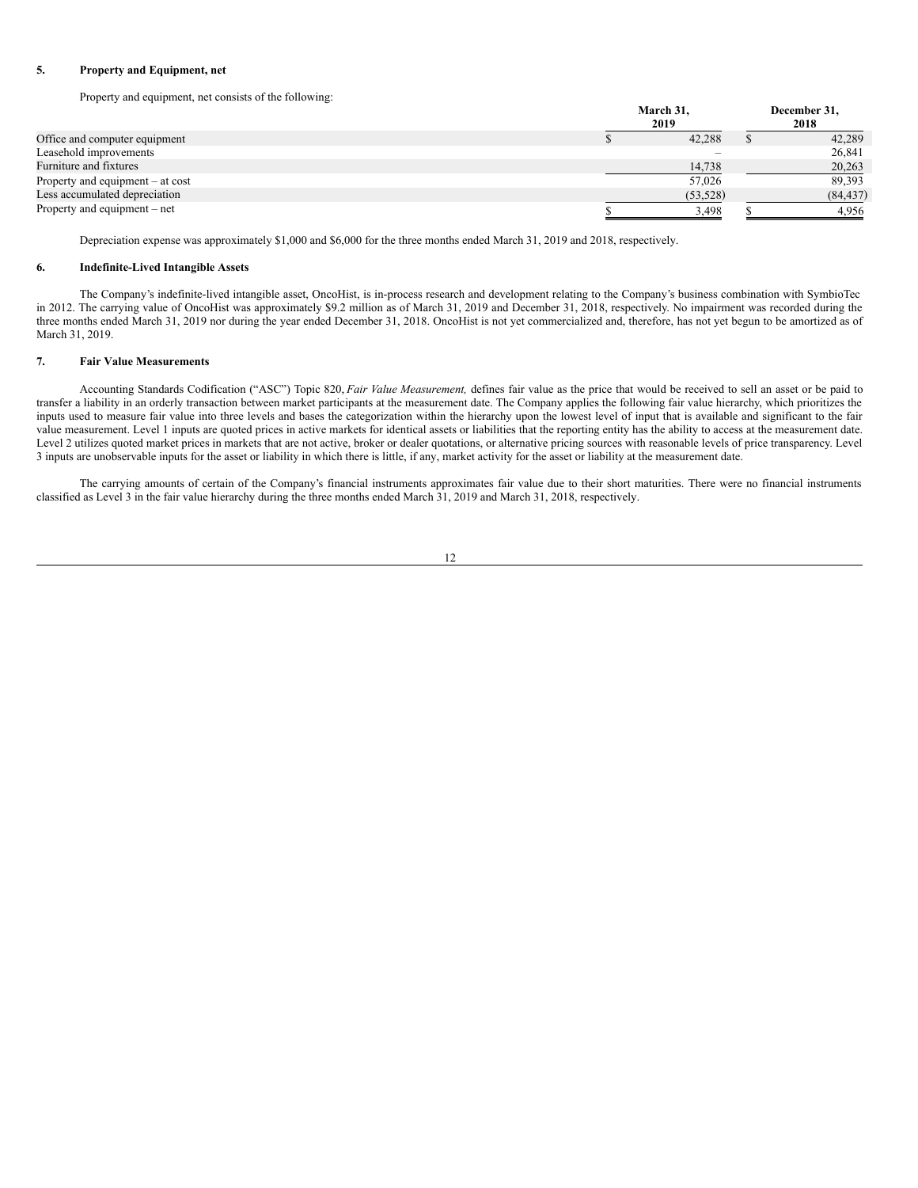## 5. Property and Equipment, net

Property and equipment, net consists of the following:

| | March 31, 2019 | December 31, 2018 |
|---|---|---|
| Office and computer equipment | $ 42,288 | $ 42,289 |
| Leasehold improvements | – | 26,841 |
| Furniture and fixtures | 14,738 | 20,263 |
| Property and equipment – at cost | 57,026 | 89,393 |
| Less accumulated depreciation | (53,528) | (84,437) |
| Property and equipment – net | $ 3,498 | $ 4,956 |

Depreciation expense was approximately $1,000 and $6,000 for the three months ended March 31, 2019 and 2018, respectively.

## 6. Indefinite-Lived Intangible Assets

The Company's indefinite-lived intangible asset, OncoHist, is in-process research and development relating to the Company's business combination with SymbioTec in 2012. The carrying value of OncoHist was approximately $9.2 million as of March 31, 2019 and December 31, 2018, respectively. No impairment was recorded during the three months ended March 31, 2019 nor during the year ended December 31, 2018. OncoHist is not yet commercialized and, therefore, has not yet begun to be amortized as of March 31, 2019.

## 7. Fair Value Measurements

Accounting Standards Codification ("ASC") Topic 820, *Fair Value Measurement,* defines fair value as the price that would be received to sell an asset or be paid to transfer a liability in an orderly transaction between market participants at the measurement date. The Company applies the following fair value hierarchy, which prioritizes the inputs used to measure fair value into three levels and bases the categorization within the hierarchy upon the lowest level of input that is available and significant to the fair value measurement. Level 1 inputs are quoted prices in active markets for identical assets or liabilities that the reporting entity has the ability to access at the measurement date. Level 2 utilizes quoted market prices in markets that are not active, broker or dealer quotations, or alternative pricing sources with reasonable levels of price transparency. Level 3 inputs are unobservable inputs for the asset or liability in which there is little, if any, market activity for the asset or liability at the measurement date.

The carrying amounts of certain of the Company's financial instruments approximates fair value due to their short maturities. There were no financial instruments classified as Level 3 in the fair value hierarchy during the three months ended March 31, 2019 and March 31, 2018, respectively.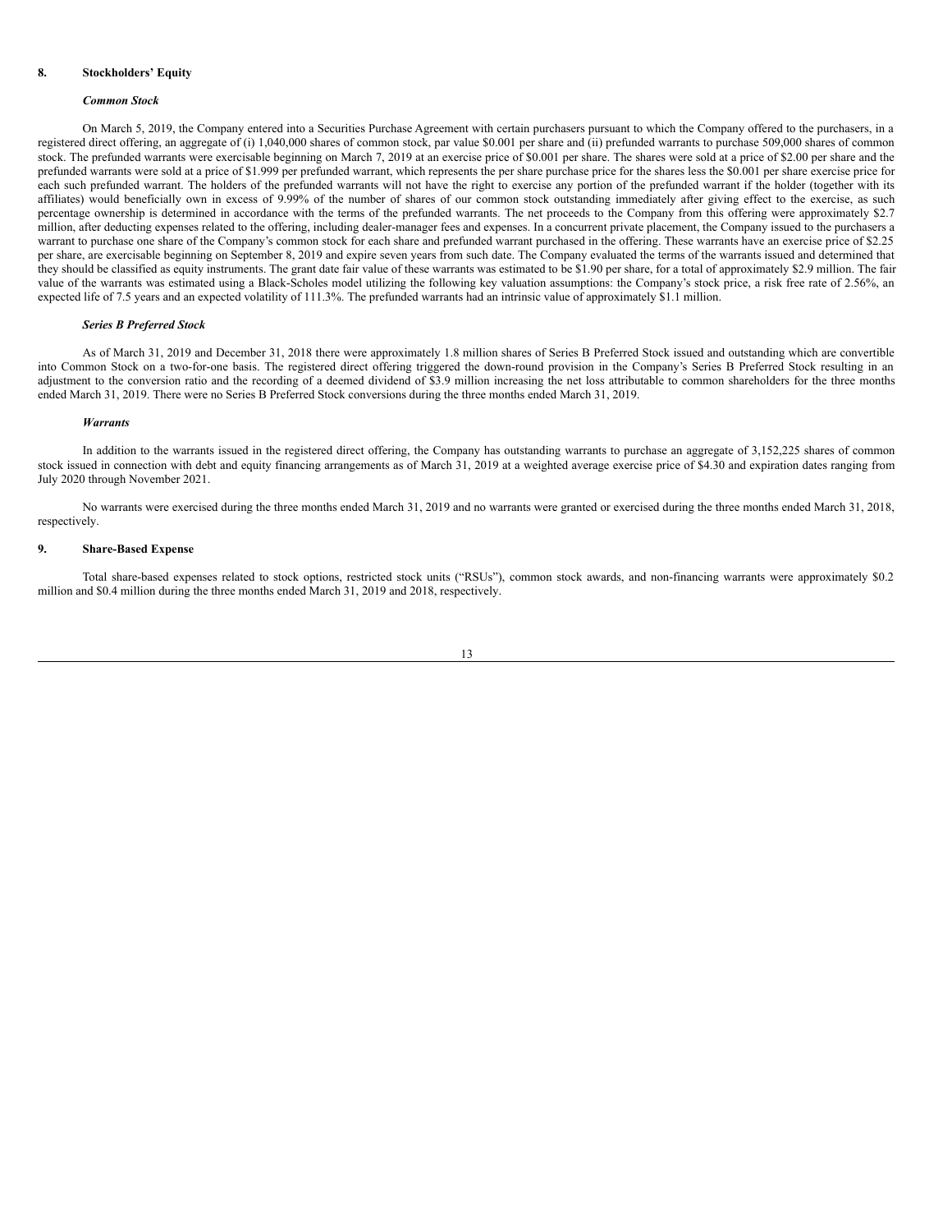## 8. Stockholders' Equity

### *Common Stock*

On March 5, 2019, the Company entered into a Securities Purchase Agreement with certain purchasers pursuant to which the Company offered to the purchasers, in a registered direct offering, an aggregate of (i) 1,040,000 shares of common stock, par value $0.001 per share and (ii) prefunded warrants to purchase 509,000 shares of common stock. The prefunded warrants were exercisable beginning on March 7, 2019 at an exercise price of $0.001 per share. The shares were sold at a price of $2.00 per share and the prefunded warrants were sold at a price of $1.999 per prefunded warrant, which represents the per share purchase price for the shares less the $0.001 per share exercise price for each such prefunded warrant. The holders of the prefunded warrants will not have the right to exercise any portion of the prefunded warrant if the holder (together with its affiliates) would beneficially own in excess of 9.99% of the number of shares of our common stock outstanding immediately after giving effect to the exercise, as such percentage ownership is determined in accordance with the terms of the prefunded warrants. The net proceeds to the Company from this offering were approximately $2.7 million, after deducting expenses related to the offering, including dealer-manager fees and expenses. In a concurrent private placement, the Company issued to the purchasers a warrant to purchase one share of the Company's common stock for each share and prefunded warrant purchased in the offering. These warrants have an exercise price of $2.25 per share, are exercisable beginning on September 8, 2019 and expire seven years from such date. The Company evaluated the terms of the warrants issued and determined that they should be classified as equity instruments. The grant date fair value of these warrants was estimated to be $1.90 per share, for a total of approximately $2.9 million. The fair value of the warrants was estimated using a Black-Scholes model utilizing the following key valuation assumptions: the Company's stock price, a risk free rate of 2.56%, an expected life of 7.5 years and an expected volatility of 111.3%. The prefunded warrants had an intrinsic value of approximately $1.1 million.

### *Series B Preferred Stock*

As of March 31, 2019 and December 31, 2018 there were approximately 1.8 million shares of Series B Preferred Stock issued and outstanding which are convertible into Common Stock on a two-for-one basis. The registered direct offering triggered the down-round provision in the Company's Series B Preferred Stock resulting in an adjustment to the conversion ratio and the recording of a deemed dividend of $3.9 million increasing the net loss attributable to common shareholders for the three months ended March 31, 2019. There were no Series B Preferred Stock conversions during the three months ended March 31, 2019.

### *Warrants*

In addition to the warrants issued in the registered direct offering, the Company has outstanding warrants to purchase an aggregate of 3,152,225 shares of common stock issued in connection with debt and equity financing arrangements as of March 31, 2019 at a weighted average exercise price of $4.30 and expiration dates ranging from July 2020 through November 2021.

No warrants were exercised during the three months ended March 31, 2019 and no warrants were granted or exercised during the three months ended March 31, 2018, respectively.

## 9. Share-Based Expense

Total share-based expenses related to stock options, restricted stock units ("RSUs"), common stock awards, and non-financing warrants were approximately $0.2 million and $0.4 million during the three months ended March 31, 2019 and 2018, respectively.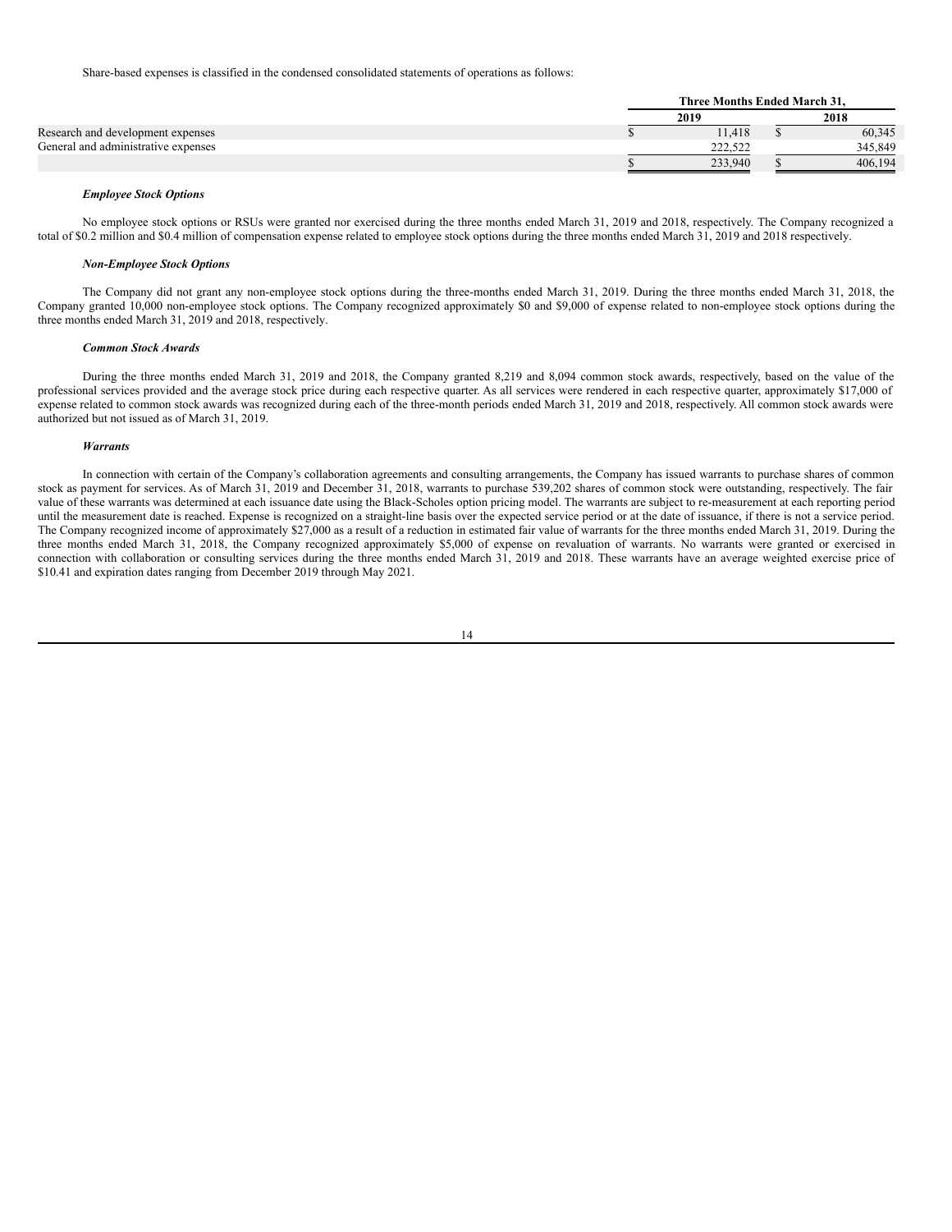Share-based expenses is classified in the condensed consolidated statements of operations as follows:

| | Three Months Ended March 31, | |
|---|---|---|
| | 2019 | 2018 |
| Research and development expenses | $ 11,418 | $ 60,345 |
| General and administrative expenses | 222,522 | 345,849 |
| | $ 233,940 | $ 406,194 |

***Employee Stock Options***

No employee stock options or RSUs were granted nor exercised during the three months ended March 31, 2019 and 2018, respectively. The Company recognized a total of $0.2 million and $0.4 million of compensation expense related to employee stock options during the three months ended March 31, 2019 and 2018 respectively.

***Non-Employee Stock Options***

The Company did not grant any non-employee stock options during the three-months ended March 31, 2019. During the three months ended March 31, 2018, the Company granted 10,000 non-employee stock options. The Company recognized approximately $0 and $9,000 of expense related to non-employee stock options during the three months ended March 31, 2019 and 2018, respectively.

***Common Stock Awards***

During the three months ended March 31, 2019 and 2018, the Company granted 8,219 and 8,094 common stock awards, respectively, based on the value of the professional services provided and the average stock price during each respective quarter. As all services were rendered in each respective quarter, approximately $17,000 of expense related to common stock awards was recognized during each of the three-month periods ended March 31, 2019 and 2018, respectively. All common stock awards were authorized but not issued as of March 31, 2019.

***Warrants***

In connection with certain of the Company's collaboration agreements and consulting arrangements, the Company has issued warrants to purchase shares of common stock as payment for services. As of March 31, 2019 and December 31, 2018, warrants to purchase 539,202 shares of common stock were outstanding, respectively. The fair value of these warrants was determined at each issuance date using the Black-Scholes option pricing model. The warrants are subject to re-measurement at each reporting period until the measurement date is reached. Expense is recognized on a straight-line basis over the expected service period or at the date of issuance, if there is not a service period. The Company recognized income of approximately $27,000 as a result of a reduction in estimated fair value of warrants for the three months ended March 31, 2019. During the three months ended March 31, 2018, the Company recognized approximately $5,000 of expense on revaluation of warrants. No warrants were granted or exercised in connection with collaboration or consulting services during the three months ended March 31, 2019 and 2018. These warrants have an average weighted exercise price of $10.41 and expiration dates ranging from December 2019 through May 2021.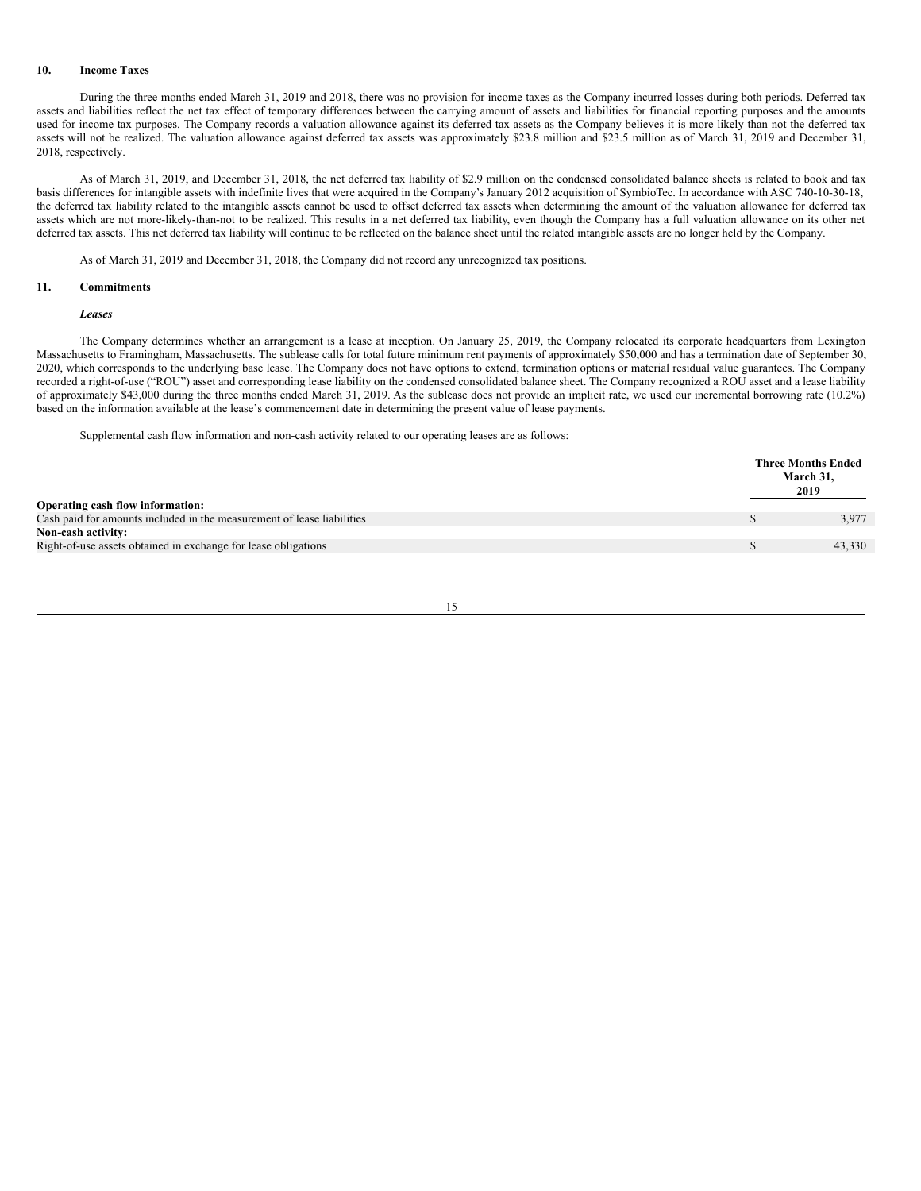## 10. Income Taxes

During the three months ended March 31, 2019 and 2018, there was no provision for income taxes as the Company incurred losses during both periods. Deferred tax assets and liabilities reflect the net tax effect of temporary differences between the carrying amount of assets and liabilities for financial reporting purposes and the amounts used for income tax purposes. The Company records a valuation allowance against its deferred tax assets as the Company believes it is more likely than not the deferred tax assets will not be realized. The valuation allowance against deferred tax assets was approximately $23.8 million and $23.5 million as of March 31, 2019 and December 31, 2018, respectively.

As of March 31, 2019, and December 31, 2018, the net deferred tax liability of $2.9 million on the condensed consolidated balance sheets is related to book and tax basis differences for intangible assets with indefinite lives that were acquired in the Company's January 2012 acquisition of SymbioTec. In accordance with ASC 740-10-30-18, the deferred tax liability related to the intangible assets cannot be used to offset deferred tax assets when determining the amount of the valuation allowance for deferred tax assets which are not more-likely-than-not to be realized. This results in a net deferred tax liability, even though the Company has a full valuation allowance on its other net deferred tax assets. This net deferred tax liability will continue to be reflected on the balance sheet until the related intangible assets are no longer held by the Company.

As of March 31, 2019 and December 31, 2018, the Company did not record any unrecognized tax positions.

## 11. Commitments

### *Leases*

The Company determines whether an arrangement is a lease at inception. On January 25, 2019, the Company relocated its corporate headquarters from Lexington Massachusetts to Framingham, Massachusetts. The sublease calls for total future minimum rent payments of approximately $50,000 and has a termination date of September 30, 2020, which corresponds to the underlying base lease. The Company does not have options to extend, termination options or material residual value guarantees. The Company recorded a right-of-use ("ROU") asset and corresponding lease liability on the condensed consolidated balance sheet. The Company recognized a ROU asset and a lease liability of approximately $43,000 during the three months ended March 31, 2019. As the sublease does not provide an implicit rate, we used our incremental borrowing rate (10.2%) based on the information available at the lease's commencement date in determining the present value of lease payments.

Supplemental cash flow information and non-cash activity related to our operating leases are as follows:

| | Three Months Ended March 31, 2019 |
|---|---|
| **Operating cash flow information:** | |
| Cash paid for amounts included in the measurement of lease liabilities | $ 3,977 |
| **Non-cash activity:** | |
| Right-of-use assets obtained in exchange for lease obligations | $ 43,330 |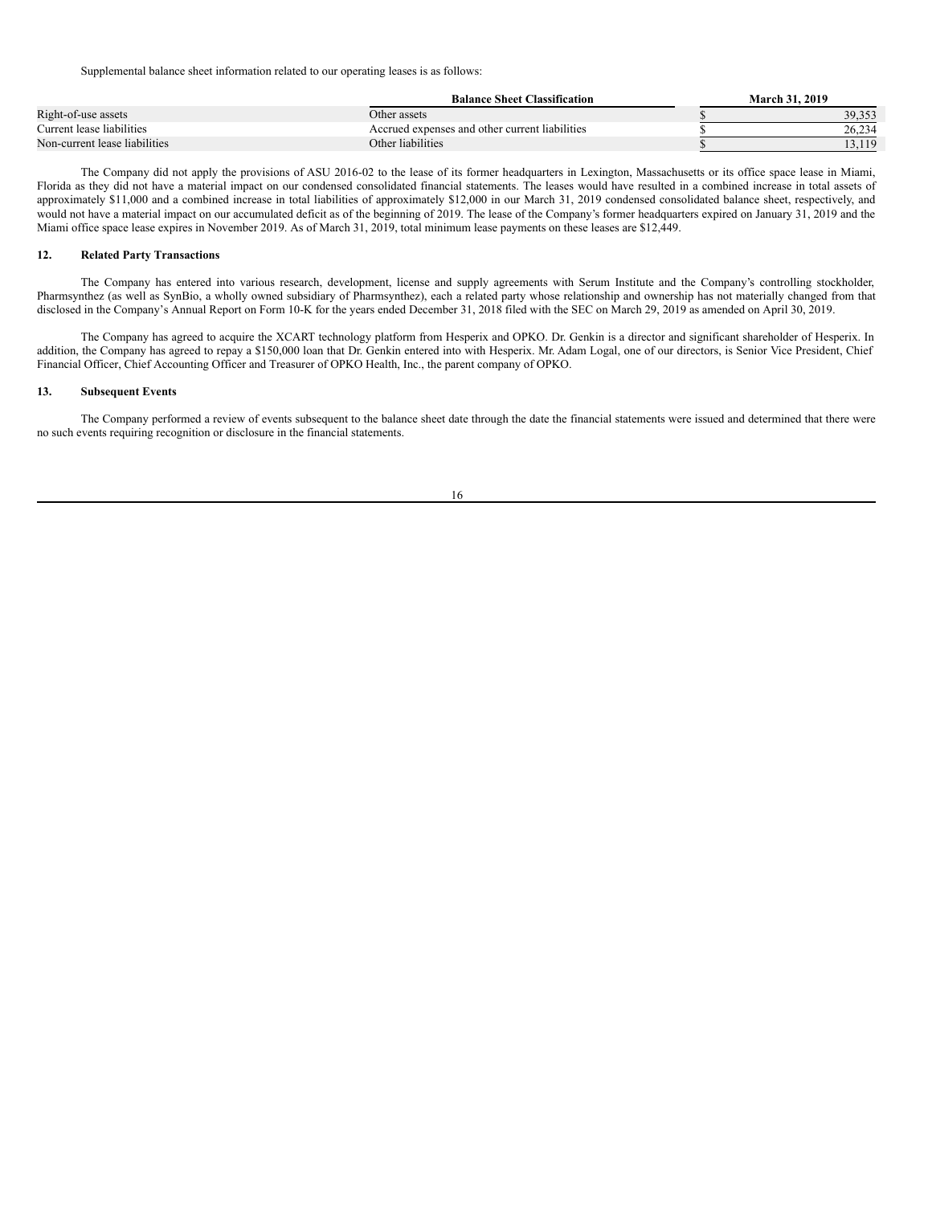Supplemental balance sheet information related to our operating leases is as follows:

| | Balance Sheet Classification | March 31, 2019 |
|---|---|---|
| Right-of-use assets | Other assets | $ 39,353 |
| Current lease liabilities | Accrued expenses and other current liabilities | $ 26,234 |
| Non-current lease liabilities | Other liabilities | $ 13,119 |

The Company did not apply the provisions of ASU 2016-02 to the lease of its former headquarters in Lexington, Massachusetts or its office space lease in Miami, Florida as they did not have a material impact on our condensed consolidated financial statements. The leases would have resulted in a combined increase in total assets of approximately $11,000 and a combined increase in total liabilities of approximately $12,000 in our March 31, 2019 condensed consolidated balance sheet, respectively, and would not have a material impact on our accumulated deficit as of the beginning of 2019. The lease of the Company's former headquarters expired on January 31, 2019 and the Miami office space lease expires in November 2019. As of March 31, 2019, total minimum lease payments on these leases are $12,449.

## 12. Related Party Transactions

The Company has entered into various research, development, license and supply agreements with Serum Institute and the Company's controlling stockholder, Pharmsynthez (as well as SynBio, a wholly owned subsidiary of Pharmsynthez), each a related party whose relationship and ownership has not materially changed from that disclosed in the Company's Annual Report on Form 10-K for the years ended December 31, 2018 filed with the SEC on March 29, 2019 as amended on April 30, 2019.

The Company has agreed to acquire the XCART technology platform from Hesperix and OPKO. Dr. Genkin is a director and significant shareholder of Hesperix. In addition, the Company has agreed to repay a $150,000 loan that Dr. Genkin entered into with Hesperix. Mr. Adam Logal, one of our directors, is Senior Vice President, Chief Financial Officer, Chief Accounting Officer and Treasurer of OPKO Health, Inc., the parent company of OPKO.

## 13. Subsequent Events

The Company performed a review of events subsequent to the balance sheet date through the date the financial statements were issued and determined that there were no such events requiring recognition or disclosure in the financial statements.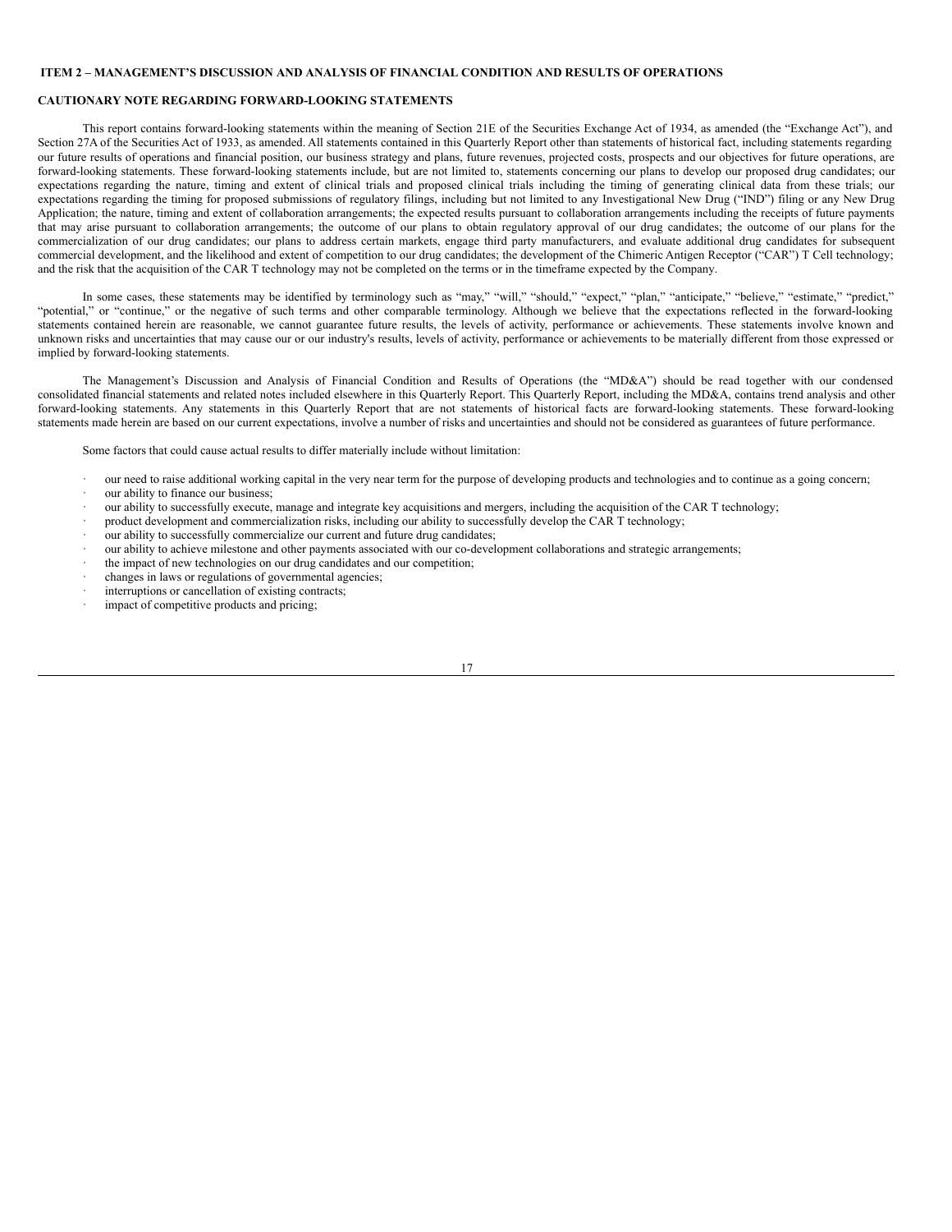## ITEM 2 – MANAGEMENT'S DISCUSSION AND ANALYSIS OF FINANCIAL CONDITION AND RESULTS OF OPERATIONS

### CAUTIONARY NOTE REGARDING FORWARD-LOOKING STATEMENTS

This report contains forward-looking statements within the meaning of Section 21E of the Securities Exchange Act of 1934, as amended (the "Exchange Act"), and Section 27A of the Securities Act of 1933, as amended. All statements contained in this Quarterly Report other than statements of historical fact, including statements regarding our future results of operations and financial position, our business strategy and plans, future revenues, projected costs, prospects and our objectives for future operations, are forward-looking statements. These forward-looking statements include, but are not limited to, statements concerning our plans to develop our proposed drug candidates; our expectations regarding the nature, timing and extent of clinical trials and proposed clinical trials including the timing of generating clinical data from these trials; our expectations regarding the timing for proposed submissions of regulatory filings, including but not limited to any Investigational New Drug ("IND") filing or any New Drug Application; the nature, timing and extent of collaboration arrangements; the expected results pursuant to collaboration arrangements including the receipts of future payments that may arise pursuant to collaboration arrangements; the outcome of our plans to obtain regulatory approval of our drug candidates; the outcome of our plans for the commercialization of our drug candidates; our plans to address certain markets, engage third party manufacturers, and evaluate additional drug candidates for subsequent commercial development, and the likelihood and extent of competition to our drug candidates; the development of the Chimeric Antigen Receptor ("CAR") T Cell technology; and the risk that the acquisition of the CAR T technology may not be completed on the terms or in the timeframe expected by the Company.

In some cases, these statements may be identified by terminology such as "may," "will," "should," "expect," "plan," "anticipate," "believe," "estimate," "predict," "potential," or "continue," or the negative of such terms and other comparable terminology. Although we believe that the expectations reflected in the forward-looking statements contained herein are reasonable, we cannot guarantee future results, the levels of activity, performance or achievements. These statements involve known and unknown risks and uncertainties that may cause our or our industry's results, levels of activity, performance or achievements to be materially different from those expressed or implied by forward-looking statements.

The Management's Discussion and Analysis of Financial Condition and Results of Operations (the "MD&A") should be read together with our condensed consolidated financial statements and related notes included elsewhere in this Quarterly Report. This Quarterly Report, including the MD&A, contains trend analysis and other forward-looking statements. Any statements in this Quarterly Report that are not statements of historical facts are forward-looking statements. These forward-looking statements made herein are based on our current expectations, involve a number of risks and uncertainties and should not be considered as guarantees of future performance.

Some factors that could cause actual results to differ materially include without limitation:

- our need to raise additional working capital in the very near term for the purpose of developing products and technologies and to continue as a going concern;
- our ability to finance our business;
- our ability to successfully execute, manage and integrate key acquisitions and mergers, including the acquisition of the CAR T technology;
- product development and commercialization risks, including our ability to successfully develop the CAR T technology;
- our ability to successfully commercialize our current and future drug candidates;
- our ability to achieve milestone and other payments associated with our co-development collaborations and strategic arrangements;
- the impact of new technologies on our drug candidates and our competition;
- changes in laws or regulations of governmental agencies;
- interruptions or cancellation of existing contracts;
- impact of competitive products and pricing;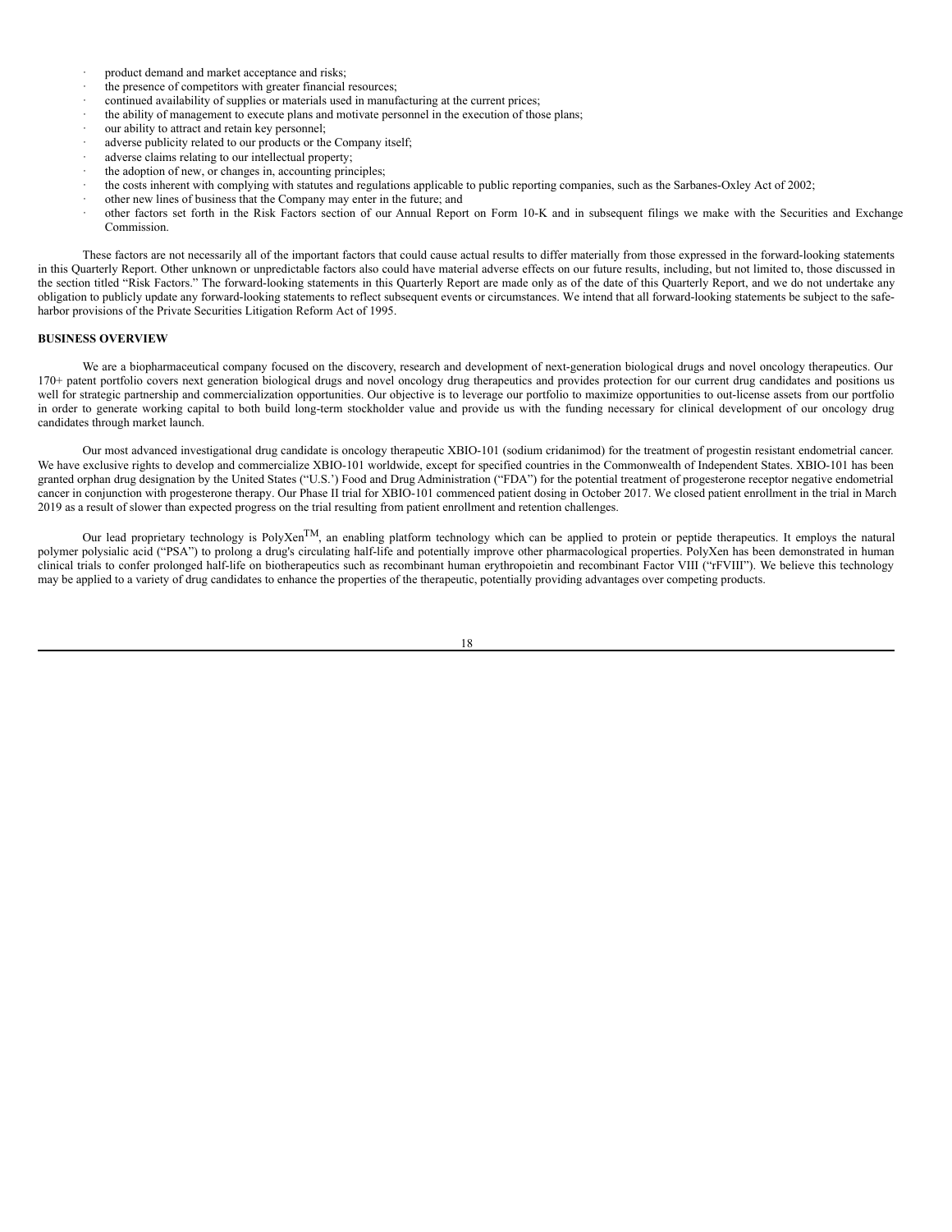- product demand and market acceptance and risks;
- the presence of competitors with greater financial resources;
- continued availability of supplies or materials used in manufacturing at the current prices;
- the ability of management to execute plans and motivate personnel in the execution of those plans;
- our ability to attract and retain key personnel;
- adverse publicity related to our products or the Company itself;
- adverse claims relating to our intellectual property;
- the adoption of new, or changes in, accounting principles;
- the costs inherent with complying with statutes and regulations applicable to public reporting companies, such as the Sarbanes-Oxley Act of 2002;
- other new lines of business that the Company may enter in the future; and
- other factors set forth in the Risk Factors section of our Annual Report on Form 10-K and in subsequent filings we make with the Securities and Exchange Commission.

These factors are not necessarily all of the important factors that could cause actual results to differ materially from those expressed in the forward-looking statements in this Quarterly Report. Other unknown or unpredictable factors also could have material adverse effects on our future results, including, but not limited to, those discussed in the section titled "Risk Factors." The forward-looking statements in this Quarterly Report are made only as of the date of this Quarterly Report, and we do not undertake any obligation to publicly update any forward-looking statements to reflect subsequent events or circumstances. We intend that all forward-looking statements be subject to the safe-harbor provisions of the Private Securities Litigation Reform Act of 1995.

**BUSINESS OVERVIEW**

We are a biopharmaceutical company focused on the discovery, research and development of next-generation biological drugs and novel oncology therapeutics. Our 170+ patent portfolio covers next generation biological drugs and novel oncology drug therapeutics and provides protection for our current drug candidates and positions us well for strategic partnership and commercialization opportunities. Our objective is to leverage our portfolio to maximize opportunities to out-license assets from our portfolio in order to generate working capital to both build long-term stockholder value and provide us with the funding necessary for clinical development of our oncology drug candidates through market launch.

Our most advanced investigational drug candidate is oncology therapeutic XBIO-101 (sodium cridanimod) for the treatment of progestin resistant endometrial cancer. We have exclusive rights to develop and commercialize XBIO-101 worldwide, except for specified countries in the Commonwealth of Independent States. XBIO-101 has been granted orphan drug designation by the United States ("U.S.') Food and Drug Administration ("FDA") for the potential treatment of progesterone receptor negative endometrial cancer in conjunction with progesterone therapy. Our Phase II trial for XBIO-101 commenced patient dosing in October 2017. We closed patient enrollment in the trial in March 2019 as a result of slower than expected progress on the trial resulting from patient enrollment and retention challenges.

Our lead proprietary technology is PolyXen™, an enabling platform technology which can be applied to protein or peptide therapeutics. It employs the natural polymer polysialic acid ("PSA") to prolong a drug's circulating half-life and potentially improve other pharmacological properties. PolyXen has been demonstrated in human clinical trials to confer prolonged half-life on biotherapeutics such as recombinant human erythropoietin and recombinant Factor VIII ("rFVIII"). We believe this technology may be applied to a variety of drug candidates to enhance the properties of the therapeutic, potentially providing advantages over competing products.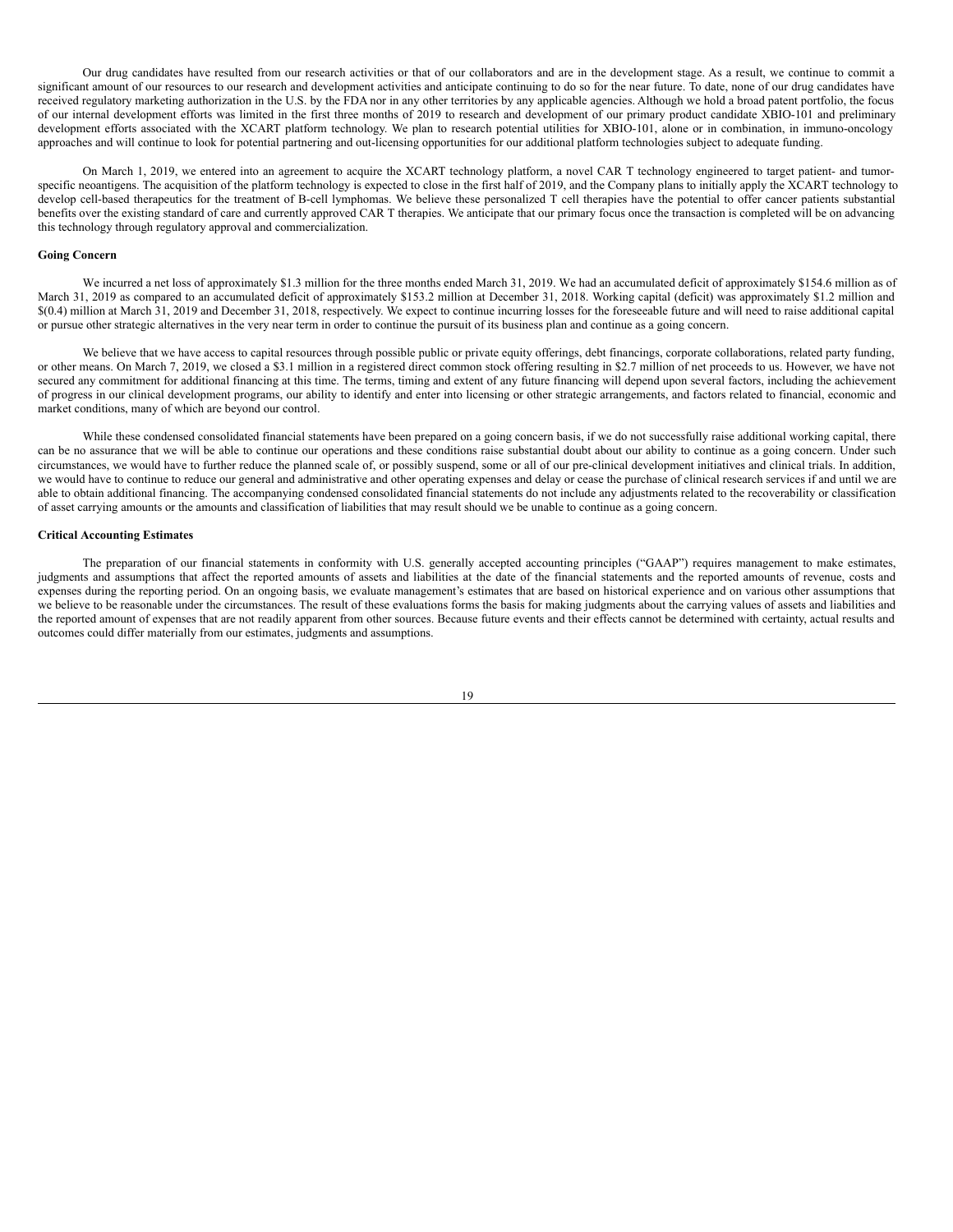Our drug candidates have resulted from our research activities or that of our collaborators and are in the development stage. As a result, we continue to commit a significant amount of our resources to our research and development activities and anticipate continuing to do so for the near future. To date, none of our drug candidates have received regulatory marketing authorization in the U.S. by the FDA nor in any other territories by any applicable agencies. Although we hold a broad patent portfolio, the focus of our internal development efforts was limited in the first three months of 2019 to research and development of our primary product candidate XBIO-101 and preliminary development efforts associated with the XCART platform technology. We plan to research potential utilities for XBIO-101, alone or in combination, in immuno-oncology approaches and will continue to look for potential partnering and out-licensing opportunities for our additional platform technologies subject to adequate funding.

On March 1, 2019, we entered into an agreement to acquire the XCART technology platform, a novel CAR T technology engineered to target patient- and tumor-specific neoantigens. The acquisition of the platform technology is expected to close in the first half of 2019, and the Company plans to initially apply the XCART technology to develop cell-based therapeutics for the treatment of B-cell lymphomas. We believe these personalized T cell therapies have the potential to offer cancer patients substantial benefits over the existing standard of care and currently approved CAR T therapies. We anticipate that our primary focus once the transaction is completed will be on advancing this technology through regulatory approval and commercialization.

**Going Concern**

We incurred a net loss of approximately $1.3 million for the three months ended March 31, 2019. We had an accumulated deficit of approximately $154.6 million as of March 31, 2019 as compared to an accumulated deficit of approximately $153.2 million at December 31, 2018. Working capital (deficit) was approximately $1.2 million and $(0.4) million at March 31, 2019 and December 31, 2018, respectively. We expect to continue incurring losses for the foreseeable future and will need to raise additional capital or pursue other strategic alternatives in the very near term in order to continue the pursuit of its business plan and continue as a going concern.

We believe that we have access to capital resources through possible public or private equity offerings, debt financings, corporate collaborations, related party funding, or other means. On March 7, 2019, we closed a $3.1 million in a registered direct common stock offering resulting in $2.7 million of net proceeds to us. However, we have not secured any commitment for additional financing at this time. The terms, timing and extent of any future financing will depend upon several factors, including the achievement of progress in our clinical development programs, our ability to identify and enter into licensing or other strategic arrangements, and factors related to financial, economic and market conditions, many of which are beyond our control.

While these condensed consolidated financial statements have been prepared on a going concern basis, if we do not successfully raise additional working capital, there can be no assurance that we will be able to continue our operations and these conditions raise substantial doubt about our ability to continue as a going concern. Under such circumstances, we would have to further reduce the planned scale of, or possibly suspend, some or all of our pre-clinical development initiatives and clinical trials. In addition, we would have to continue to reduce our general and administrative and other operating expenses and delay or cease the purchase of clinical research services if and until we are able to obtain additional financing. The accompanying condensed consolidated financial statements do not include any adjustments related to the recoverability or classification of asset carrying amounts or the amounts and classification of liabilities that may result should we be unable to continue as a going concern.

**Critical Accounting Estimates**

The preparation of our financial statements in conformity with U.S. generally accepted accounting principles ("GAAP") requires management to make estimates, judgments and assumptions that affect the reported amounts of assets and liabilities at the date of the financial statements and the reported amounts of revenue, costs and expenses during the reporting period. On an ongoing basis, we evaluate management's estimates that are based on historical experience and on various other assumptions that we believe to be reasonable under the circumstances. The result of these evaluations forms the basis for making judgments about the carrying values of assets and liabilities and the reported amount of expenses that are not readily apparent from other sources. Because future events and their effects cannot be determined with certainty, actual results and outcomes could differ materially from our estimates, judgments and assumptions.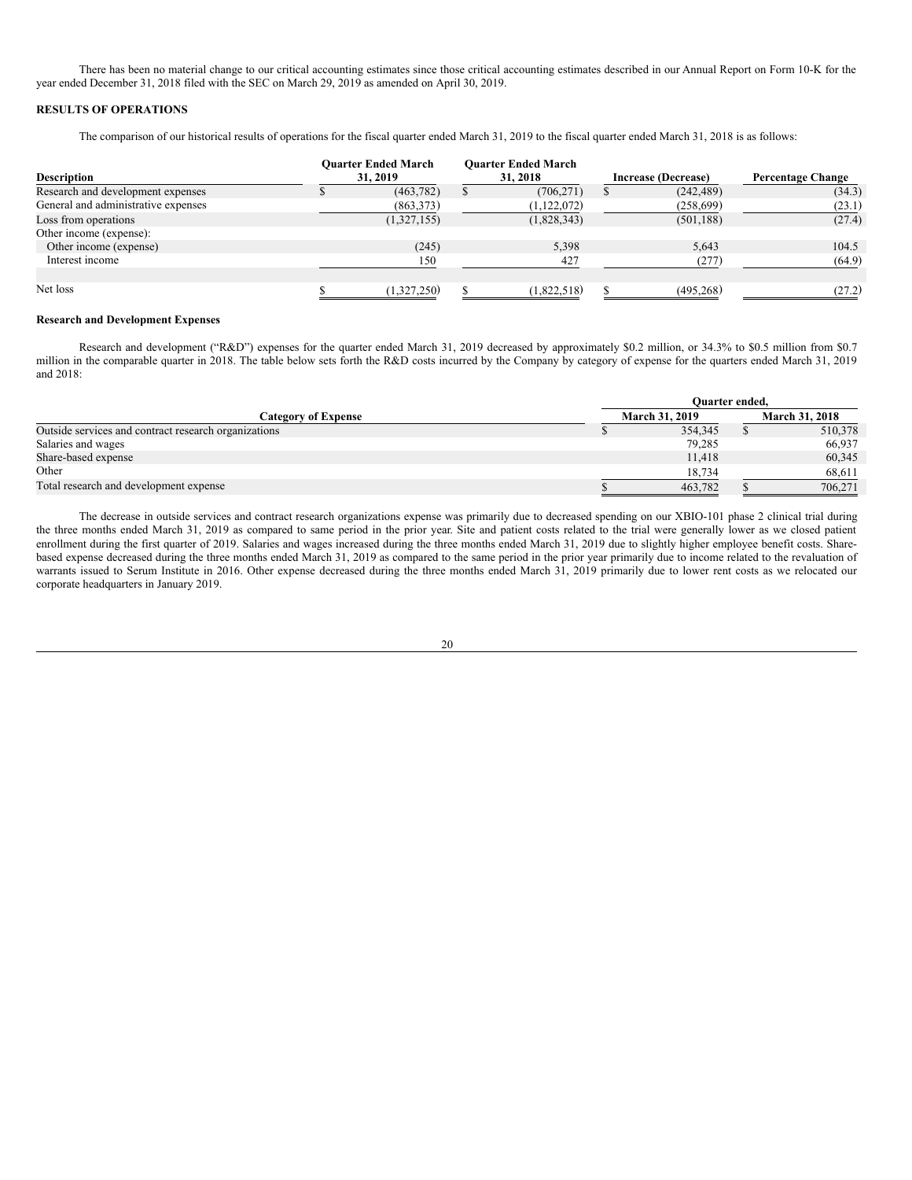There has been no material change to our critical accounting estimates since those critical accounting estimates described in our Annual Report on Form 10-K for the year ended December 31, 2018 filed with the SEC on March 29, 2019 as amended on April 30, 2019.

**RESULTS OF OPERATIONS**

The comparison of our historical results of operations for the fiscal quarter ended March 31, 2019 to the fiscal quarter ended March 31, 2018 is as follows:

| Description | Quarter Ended March 31, 2019 | Quarter Ended March 31, 2018 | Increase (Decrease) | Percentage Change |
|---|---|---|---|---|
| Research and development expenses | $ (463,782) | $ (706,271) | $ (242,489) | (34.3) |
| General and administrative expenses | (863,373) | (1,122,072) | (258,699) | (23.1) |
| Loss from operations | (1,327,155) | (1,828,343) | (501,188) | (27.4) |
| Other income (expense): | | | | |
| Other income (expense) | (245) | 5,398 | 5,643 | 104.5 |
| Interest income | 150 | 427 | (277) | (64.9) |
| Net loss | $ (1,327,250) | $ (1,822,518) | $ (495,268) | (27.2) |

**Research and Development Expenses**

Research and development ("R&D") expenses for the quarter ended March 31, 2019 decreased by approximately $0.2 million, or 34.3% to $0.5 million from $0.7 million in the comparable quarter in 2018. The table below sets forth the R&D costs incurred by the Company by category of expense for the quarters ended March 31, 2019 and 2018:

| | Quarter ended, | |
|---|---|---|
| Category of Expense | March 31, 2019 | March 31, 2018 |
| Outside services and contract research organizations | $ 354,345 | $ 510,378 |
| Salaries and wages | 79,285 | 66,937 |
| Share-based expense | 11,418 | 60,345 |
| Other | 18,734 | 68,611 |
| Total research and development expense | $ 463,782 | $ 706,271 |

The decrease in outside services and contract research organizations expense was primarily due to decreased spending on our XBIO-101 phase 2 clinical trial during the three months ended March 31, 2019 as compared to same period in the prior year. Site and patient costs related to the trial were generally lower as we closed patient enrollment during the first quarter of 2019. Salaries and wages increased during the three months ended March 31, 2019 due to slightly higher employee benefit costs. Share-based expense decreased during the three months ended March 31, 2019 as compared to the same period in the prior year primarily due to income related to the revaluation of warrants issued to Serum Institute in 2016. Other expense decreased during the three months ended March 31, 2019 primarily due to lower rent costs as we relocated our corporate headquarters in January 2019.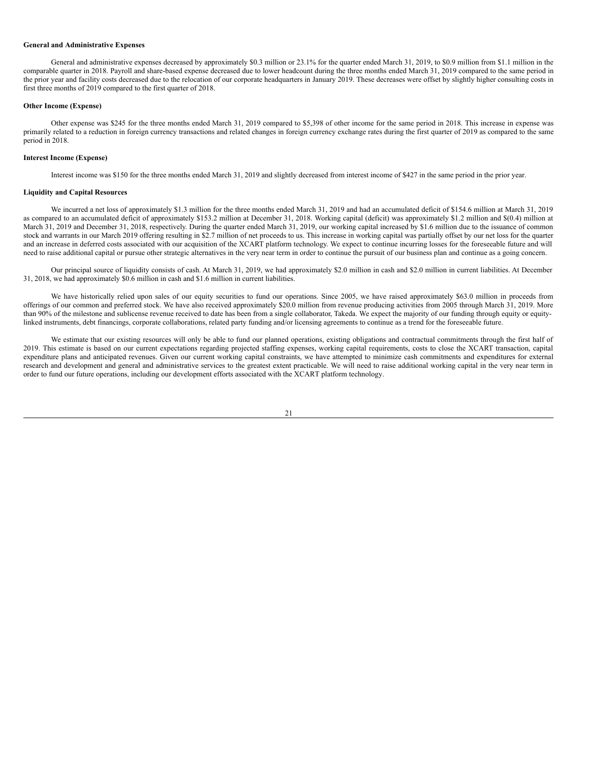**General and Administrative Expenses**

General and administrative expenses decreased by approximately $0.3 million or 23.1% for the quarter ended March 31, 2019, to $0.9 million from $1.1 million in the comparable quarter in 2018. Payroll and share-based expense decreased due to lower headcount during the three months ended March 31, 2019 compared to the same period in the prior year and facility costs decreased due to the relocation of our corporate headquarters in January 2019. These decreases were offset by slightly higher consulting costs in first three months of 2019 compared to the first quarter of 2018.

**Other Income (Expense)**

Other expense was $245 for the three months ended March 31, 2019 compared to $5,398 of other income for the same period in 2018. This increase in expense was primarily related to a reduction in foreign currency transactions and related changes in foreign currency exchange rates during the first quarter of 2019 as compared to the same period in 2018.

**Interest Income (Expense)**

Interest income was $150 for the three months ended March 31, 2019 and slightly decreased from interest income of $427 in the same period in the prior year.

**Liquidity and Capital Resources**

We incurred a net loss of approximately $1.3 million for the three months ended March 31, 2019 and had an accumulated deficit of $154.6 million at March 31, 2019 as compared to an accumulated deficit of approximately $153.2 million at December 31, 2018. Working capital (deficit) was approximately $1.2 million and $(0.4) million at March 31, 2019 and December 31, 2018, respectively. During the quarter ended March 31, 2019, our working capital increased by $1.6 million due to the issuance of common stock and warrants in our March 2019 offering resulting in $2.7 million of net proceeds to us. This increase in working capital was partially offset by our net loss for the quarter and an increase in deferred costs associated with our acquisition of the XCART platform technology. We expect to continue incurring losses for the foreseeable future and will need to raise additional capital or pursue other strategic alternatives in the very near term in order to continue the pursuit of our business plan and continue as a going concern.

Our principal source of liquidity consists of cash. At March 31, 2019, we had approximately $2.0 million in cash and $2.0 million in current liabilities. At December 31, 2018, we had approximately $0.6 million in cash and $1.6 million in current liabilities.

We have historically relied upon sales of our equity securities to fund our operations. Since 2005, we have raised approximately $63.0 million in proceeds from offerings of our common and preferred stock. We have also received approximately $20.0 million from revenue producing activities from 2005 through March 31, 2019. More than 90% of the milestone and sublicense revenue received to date has been from a single collaborator, Takeda. We expect the majority of our funding through equity or equity-linked instruments, debt financings, corporate collaborations, related party funding and/or licensing agreements to continue as a trend for the foreseeable future.

We estimate that our existing resources will only be able to fund our planned operations, existing obligations and contractual commitments through the first half of 2019. This estimate is based on our current expectations regarding projected staffing expenses, working capital requirements, costs to close the XCART transaction, capital expenditure plans and anticipated revenues. Given our current working capital constraints, we have attempted to minimize cash commitments and expenditures for external research and development and general and administrative services to the greatest extent practicable. We will need to raise additional working capital in the very near term in order to fund our future operations, including our development efforts associated with the XCART platform technology.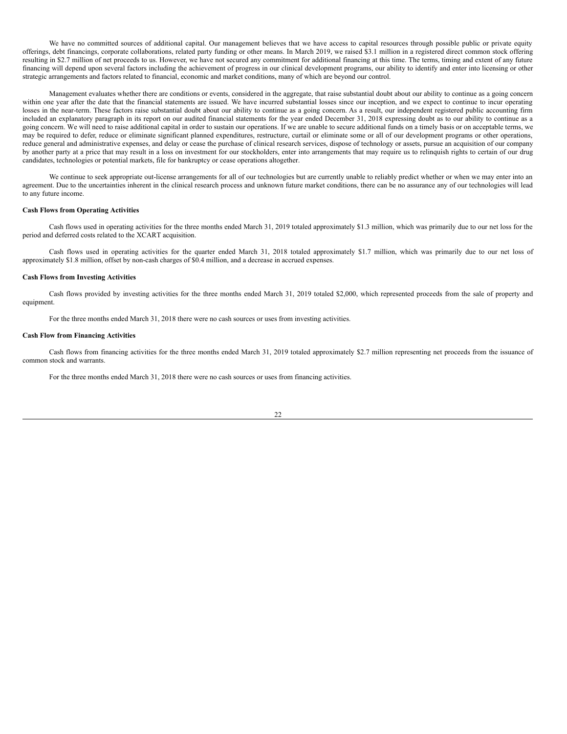We have no committed sources of additional capital. Our management believes that we have access to capital resources through possible public or private equity offerings, debt financings, corporate collaborations, related party funding or other means. In March 2019, we raised $3.1 million in a registered direct common stock offering resulting in $2.7 million of net proceeds to us. However, we have not secured any commitment for additional financing at this time. The terms, timing and extent of any future financing will depend upon several factors including the achievement of progress in our clinical development programs, our ability to identify and enter into licensing or other strategic arrangements and factors related to financial, economic and market conditions, many of which are beyond our control.

Management evaluates whether there are conditions or events, considered in the aggregate, that raise substantial doubt about our ability to continue as a going concern within one year after the date that the financial statements are issued. We have incurred substantial losses since our inception, and we expect to continue to incur operating losses in the near-term. These factors raise substantial doubt about our ability to continue as a going concern. As a result, our independent registered public accounting firm included an explanatory paragraph in its report on our audited financial statements for the year ended December 31, 2018 expressing doubt as to our ability to continue as a going concern. We will need to raise additional capital in order to sustain our operations. If we are unable to secure additional funds on a timely basis or on acceptable terms, we may be required to defer, reduce or eliminate significant planned expenditures, restructure, curtail or eliminate some or all of our development programs or other operations, reduce general and administrative expenses, and delay or cease the purchase of clinical research services, dispose of technology or assets, pursue an acquisition of our company by another party at a price that may result in a loss on investment for our stockholders, enter into arrangements that may require us to relinquish rights to certain of our drug candidates, technologies or potential markets, file for bankruptcy or cease operations altogether.

We continue to seek appropriate out-license arrangements for all of our technologies but are currently unable to reliably predict whether or when we may enter into an agreement. Due to the uncertainties inherent in the clinical research process and unknown future market conditions, there can be no assurance any of our technologies will lead to any future income.

**Cash Flows from Operating Activities**

Cash flows used in operating activities for the three months ended March 31, 2019 totaled approximately $1.3 million, which was primarily due to our net loss for the period and deferred costs related to the XCART acquisition.

Cash flows used in operating activities for the quarter ended March 31, 2018 totaled approximately $1.7 million, which was primarily due to our net loss of approximately $1.8 million, offset by non-cash charges of $0.4 million, and a decrease in accrued expenses.

**Cash Flows from Investing Activities**

Cash flows provided by investing activities for the three months ended March 31, 2019 totaled $2,000, which represented proceeds from the sale of property and equipment.

For the three months ended March 31, 2018 there were no cash sources or uses from investing activities.

**Cash Flow from Financing Activities**

Cash flows from financing activities for the three months ended March 31, 2019 totaled approximately $2.7 million representing net proceeds from the issuance of common stock and warrants.

For the three months ended March 31, 2018 there were no cash sources or uses from financing activities.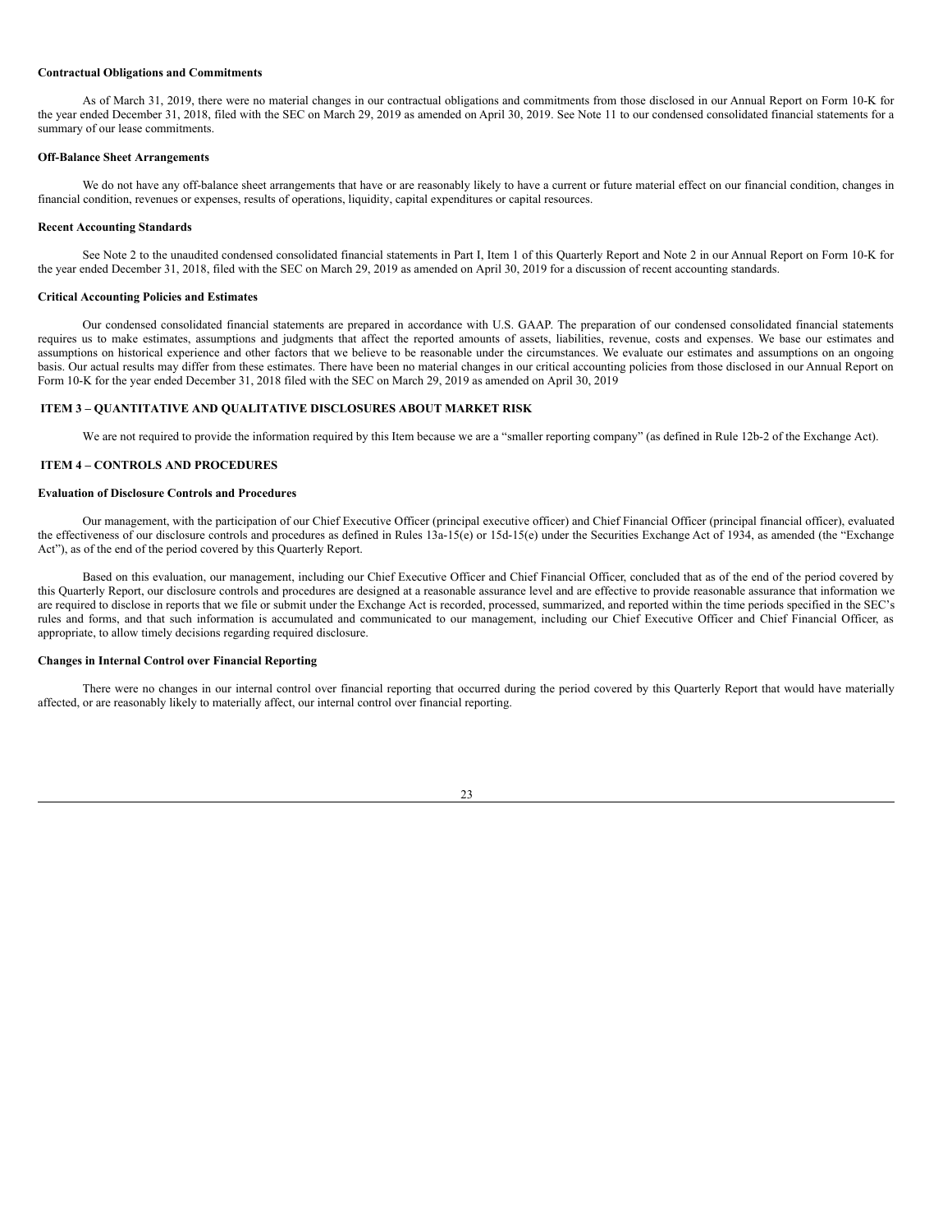**Contractual Obligations and Commitments**

As of March 31, 2019, there were no material changes in our contractual obligations and commitments from those disclosed in our Annual Report on Form 10-K for the year ended December 31, 2018, filed with the SEC on March 29, 2019 as amended on April 30, 2019. See Note 11 to our condensed consolidated financial statements for a summary of our lease commitments.

**Off-Balance Sheet Arrangements**

We do not have any off-balance sheet arrangements that have or are reasonably likely to have a current or future material effect on our financial condition, changes in financial condition, revenues or expenses, results of operations, liquidity, capital expenditures or capital resources.

**Recent Accounting Standards**

See Note 2 to the unaudited condensed consolidated financial statements in Part I, Item 1 of this Quarterly Report and Note 2 in our Annual Report on Form 10-K for the year ended December 31, 2018, filed with the SEC on March 29, 2019 as amended on April 30, 2019 for a discussion of recent accounting standards.

**Critical Accounting Policies and Estimates**

Our condensed consolidated financial statements are prepared in accordance with U.S. GAAP. The preparation of our condensed consolidated financial statements requires us to make estimates, assumptions and judgments that affect the reported amounts of assets, liabilities, revenue, costs and expenses. We base our estimates and assumptions on historical experience and other factors that we believe to be reasonable under the circumstances. We evaluate our estimates and assumptions on an ongoing basis. Our actual results may differ from these estimates. There have been no material changes in our critical accounting policies from those disclosed in our Annual Report on Form 10-K for the year ended December 31, 2018 filed with the SEC on March 29, 2019 as amended on April 30, 2019

## ITEM 3 – QUANTITATIVE AND QUALITATIVE DISCLOSURES ABOUT MARKET RISK

We are not required to provide the information required by this Item because we are a "smaller reporting company" (as defined in Rule 12b-2 of the Exchange Act).

## ITEM 4 – CONTROLS AND PROCEDURES

**Evaluation of Disclosure Controls and Procedures**

Our management, with the participation of our Chief Executive Officer (principal executive officer) and Chief Financial Officer (principal financial officer), evaluated the effectiveness of our disclosure controls and procedures as defined in Rules 13a-15(e) or 15d-15(e) under the Securities Exchange Act of 1934, as amended (the "Exchange Act"), as of the end of the period covered by this Quarterly Report.

Based on this evaluation, our management, including our Chief Executive Officer and Chief Financial Officer, concluded that as of the end of the period covered by this Quarterly Report, our disclosure controls and procedures are designed at a reasonable assurance level and are effective to provide reasonable assurance that information we are required to disclose in reports that we file or submit under the Exchange Act is recorded, processed, summarized, and reported within the time periods specified in the SEC's rules and forms, and that such information is accumulated and communicated to our management, including our Chief Executive Officer and Chief Financial Officer, as appropriate, to allow timely decisions regarding required disclosure.

**Changes in Internal Control over Financial Reporting**

There were no changes in our internal control over financial reporting that occurred during the period covered by this Quarterly Report that would have materially affected, or are reasonably likely to materially affect, our internal control over financial reporting.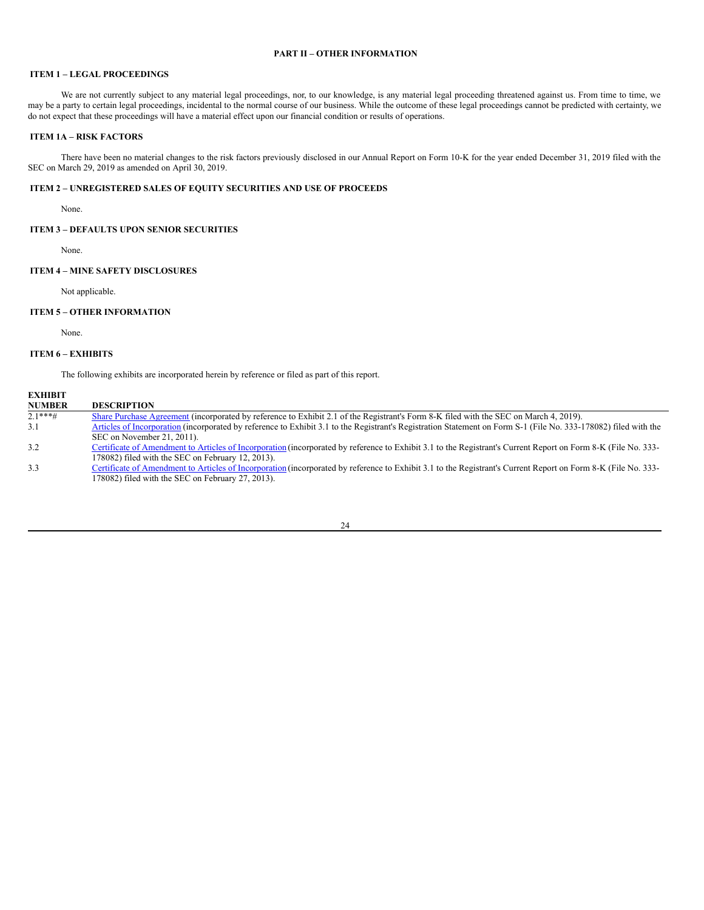# PART II – OTHER INFORMATION

## ITEM 1 – LEGAL PROCEEDINGS

We are not currently subject to any material legal proceedings, nor, to our knowledge, is any material legal proceeding threatened against us. From time to time, we may be a party to certain legal proceedings, incidental to the normal course of our business. While the outcome of these legal proceedings cannot be predicted with certainty, we do not expect that these proceedings will have a material effect upon our financial condition or results of operations.

## ITEM 1A – RISK FACTORS

There have been no material changes to the risk factors previously disclosed in our Annual Report on Form 10-K for the year ended December 31, 2019 filed with the SEC on March 29, 2019 as amended on April 30, 2019.

## ITEM 2 – UNREGISTERED SALES OF EQUITY SECURITIES AND USE OF PROCEEDS

None.

## ITEM 3 – DEFAULTS UPON SENIOR SECURITIES

None.

## ITEM 4 – MINE SAFETY DISCLOSURES

Not applicable.

## ITEM 5 – OTHER INFORMATION

None.

## ITEM 6 – EXHIBITS

The following exhibits are incorporated herein by reference or filed as part of this report.

| EXHIBIT NUMBER | DESCRIPTION |
|---|---|
| 2.1***# | Share Purchase Agreement (incorporated by reference to Exhibit 2.1 of the Registrant's Form 8-K filed with the SEC on March 4, 2019). |
| 3.1 | Articles of Incorporation (incorporated by reference to Exhibit 3.1 to the Registrant's Registration Statement on Form S-1 (File No. 333-178082) filed with the SEC on November 21, 2011). |
| 3.2 | Certificate of Amendment to Articles of Incorporation (incorporated by reference to Exhibit 3.1 to the Registrant's Current Report on Form 8-K (File No. 333-178082) filed with the SEC on February 12, 2013). |
| 3.3 | Certificate of Amendment to Articles of Incorporation (incorporated by reference to Exhibit 3.1 to the Registrant's Current Report on Form 8-K (File No. 333-178082) filed with the SEC on February 27, 2013). |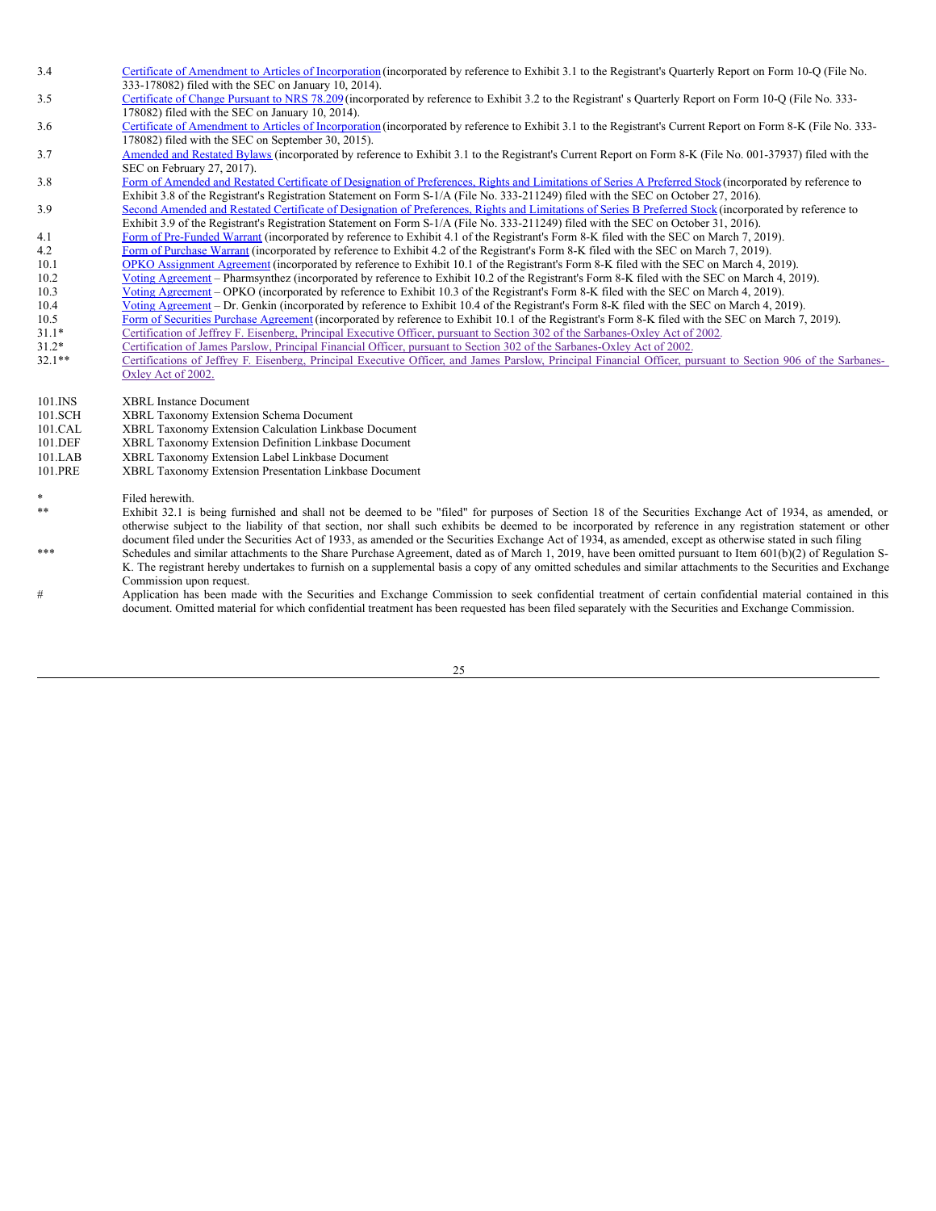| | |
|---|---|
| 3.4 | Certificate of Amendment to Articles of Incorporation (incorporated by reference to Exhibit 3.1 to the Registrant's Quarterly Report on Form 10-Q (File No. 333-178082) filed with the SEC on January 10, 2014). |
| 3.5 | Certificate of Change Pursuant to NRS 78.209 (incorporated by reference to Exhibit 3.2 to the Registrant' s Quarterly Report on Form 10-Q (File No. 333-178082) filed with the SEC on January 10, 2014). |
| 3.6 | Certificate of Amendment to Articles of Incorporation (incorporated by reference to Exhibit 3.1 to the Registrant's Current Report on Form 8-K (File No. 333-178082) filed with the SEC on September 30, 2015). |
| 3.7 | Amended and Restated Bylaws (incorporated by reference to Exhibit 3.1 to the Registrant's Current Report on Form 8-K (File No. 001-37937) filed with the SEC on February 27, 2017). |
| 3.8 | Form of Amended and Restated Certificate of Designation of Preferences, Rights and Limitations of Series A Preferred Stock (incorporated by reference to Exhibit 3.8 of the Registrant's Registration Statement on Form S-1/A (File No. 333-211249) filed with the SEC on October 27, 2016). |
| 3.9 | Second Amended and Restated Certificate of Designation of Preferences, Rights and Limitations of Series B Preferred Stock (incorporated by reference to Exhibit 3.9 of the Registrant's Registration Statement on Form S-1/A (File No. 333-211249) filed with the SEC on October 31, 2016). |
| 4.1 | Form of Pre-Funded Warrant (incorporated by reference to Exhibit 4.1 of the Registrant's Form 8-K filed with the SEC on March 7, 2019). |
| 4.2 | Form of Purchase Warrant (incorporated by reference to Exhibit 4.2 of the Registrant's Form 8-K filed with the SEC on March 7, 2019). |
| 10.1 | OPKO Assignment Agreement (incorporated by reference to Exhibit 10.1 of the Registrant's Form 8-K filed with the SEC on March 4, 2019). |
| 10.2 | Voting Agreement – Pharmsynthez (incorporated by reference to Exhibit 10.2 of the Registrant's Form 8-K filed with the SEC on March 4, 2019). |
| 10.3 | Voting Agreement – OPKO (incorporated by reference to Exhibit 10.3 of the Registrant's Form 8-K filed with the SEC on March 4, 2019). |
| 10.4 | Voting Agreement – Dr. Genkin (incorporated by reference to Exhibit 10.4 of the Registrant's Form 8-K filed with the SEC on March 4, 2019). |
| 10.5 | Form of Securities Purchase Agreement (incorporated by reference to Exhibit 10.1 of the Registrant's Form 8-K filed with the SEC on March 7, 2019). |
| 31.1* | Certification of Jeffrey F. Eisenberg, Principal Executive Officer, pursuant to Section 302 of the Sarbanes-Oxley Act of 2002. |
| 31.2* | Certification of James Parslow, Principal Financial Officer, pursuant to Section 302 of the Sarbanes-Oxley Act of 2002. |
| 32.1** | Certifications of Jeffrey F. Eisenberg, Principal Executive Officer, and James Parslow, Principal Financial Officer, pursuant to Section 906 of the Sarbanes-Oxley Act of 2002. |
| | |
| 101.INS | XBRL Instance Document |
| 101.SCH | XBRL Taxonomy Extension Schema Document |
| 101.CAL | XBRL Taxonomy Extension Calculation Linkbase Document |
| 101.DEF | XBRL Taxonomy Extension Definition Linkbase Document |
| 101.LAB | XBRL Taxonomy Extension Label Linkbase Document |
| 101.PRE | XBRL Taxonomy Extension Presentation Linkbase Document |

| | |
|---|---|
| * | Filed herewith. |
| ** | Exhibit 32.1 is being furnished and shall not be deemed to be "filed" for purposes of Section 18 of the Securities Exchange Act of 1934, as amended, or otherwise subject to the liability of that section, nor shall such exhibits be deemed to be incorporated by reference in any registration statement or other document filed under the Securities Act of 1933, as amended or the Securities Exchange Act of 1934, as amended, except as otherwise stated in such filing |
| *** | Schedules and similar attachments to the Share Purchase Agreement, dated as of March 1, 2019, have been omitted pursuant to Item 601(b)(2) of Regulation S-K. The registrant hereby undertakes to furnish on a supplemental basis a copy of any omitted schedules and similar attachments to the Securities and Exchange Commission upon request. |
| # | Application has been made with the Securities and Exchange Commission to seek confidential treatment of certain confidential material contained in this document. Omitted material for which confidential treatment has been requested has been filed separately with the Securities and Exchange Commission. |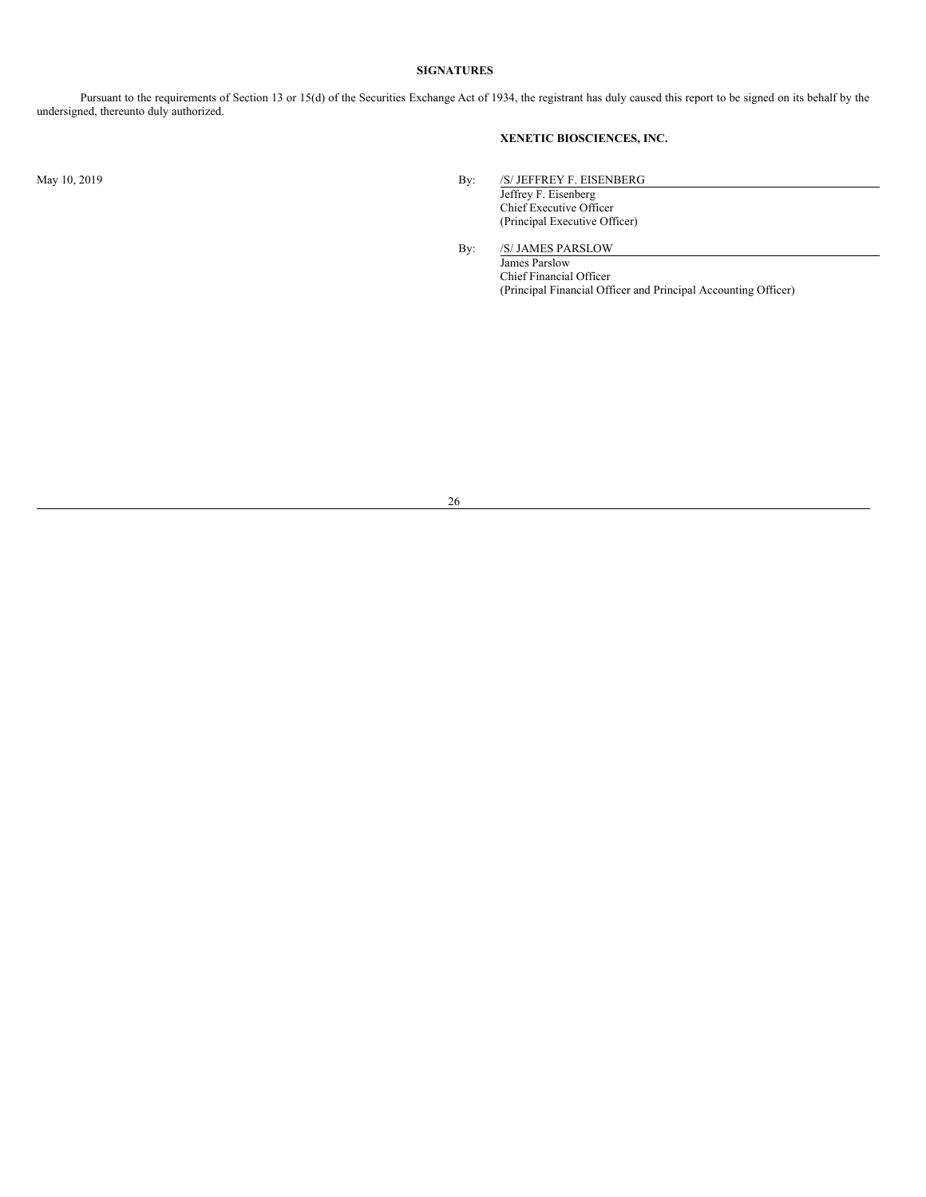## SIGNATURES

Pursuant to the requirements of Section 13 or 15(d) of the Securities Exchange Act of 1934, the registrant has duly caused this report to be signed on its behalf by the undersigned, thereunto duly authorized.

**XENETIC BIOSCIENCES, INC.**

May 10, 2019

By: /S/ JEFFREY F. EISENBERG
Jeffrey F. Eisenberg
Chief Executive Officer
(Principal Executive Officer)

By: /S/ JAMES PARSLOW
James Parslow
Chief Financial Officer
(Principal Financial Officer and Principal Accounting Officer)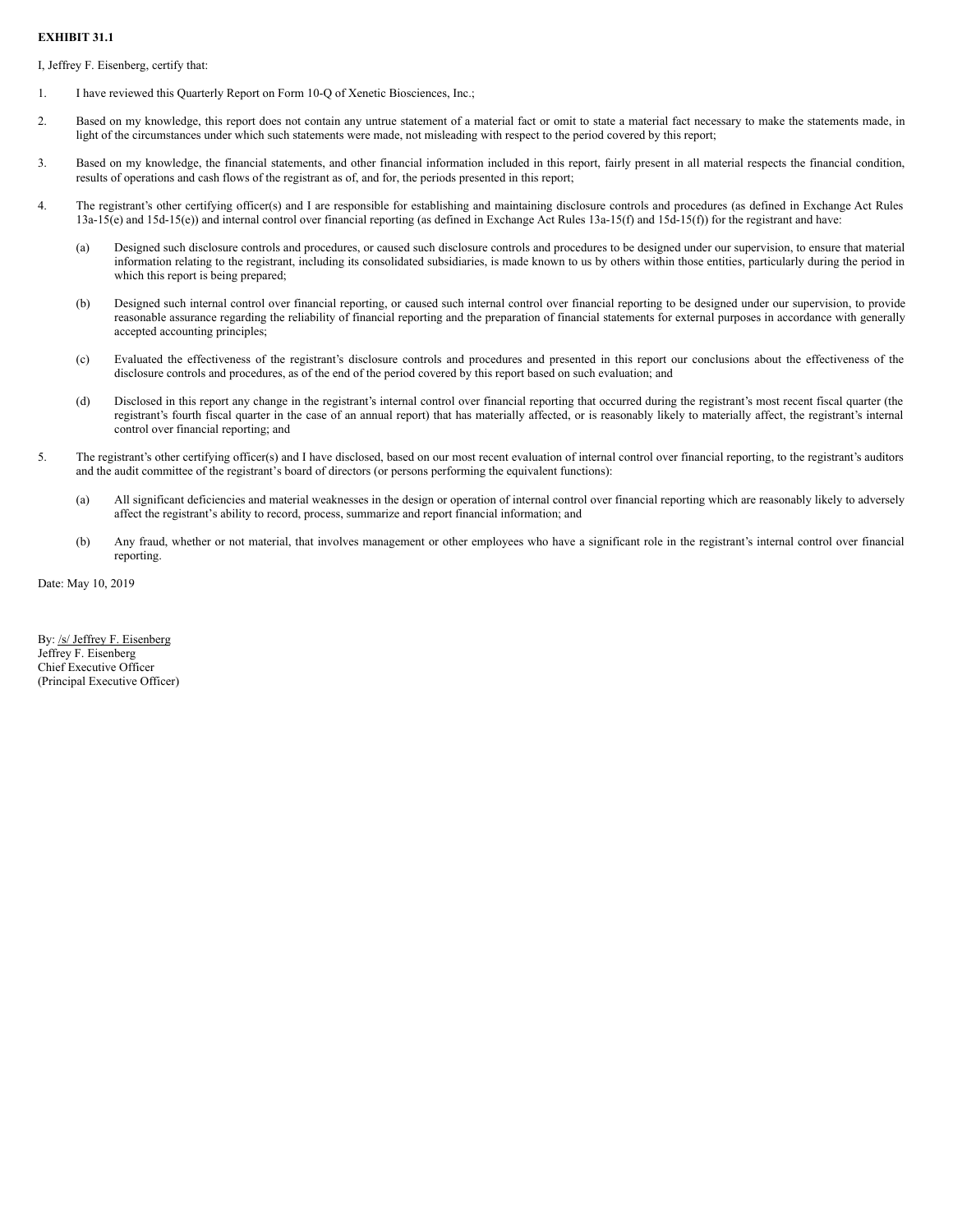**EXHIBIT 31.1**

I, Jeffrey F. Eisenberg, certify that:

1. I have reviewed this Quarterly Report on Form 10-Q of Xenetic Biosciences, Inc.;

2. Based on my knowledge, this report does not contain any untrue statement of a material fact or omit to state a material fact necessary to make the statements made, in light of the circumstances under which such statements were made, not misleading with respect to the period covered by this report;

3. Based on my knowledge, the financial statements, and other financial information included in this report, fairly present in all material respects the financial condition, results of operations and cash flows of the registrant as of, and for, the periods presented in this report;

4. The registrant's other certifying officer(s) and I are responsible for establishing and maintaining disclosure controls and procedures (as defined in Exchange Act Rules 13a-15(e) and 15d-15(e)) and internal control over financial reporting (as defined in Exchange Act Rules 13a-15(f) and 15d-15(f)) for the registrant and have:

   (a) Designed such disclosure controls and procedures, or caused such disclosure controls and procedures to be designed under our supervision, to ensure that material information relating to the registrant, including its consolidated subsidiaries, is made known to us by others within those entities, particularly during the period in which this report is being prepared;

   (b) Designed such internal control over financial reporting, or caused such internal control over financial reporting to be designed under our supervision, to provide reasonable assurance regarding the reliability of financial reporting and the preparation of financial statements for external purposes in accordance with generally accepted accounting principles;

   (c) Evaluated the effectiveness of the registrant's disclosure controls and procedures and presented in this report our conclusions about the effectiveness of the disclosure controls and procedures, as of the end of the period covered by this report based on such evaluation; and

   (d) Disclosed in this report any change in the registrant's internal control over financial reporting that occurred during the registrant's most recent fiscal quarter (the registrant's fourth fiscal quarter in the case of an annual report) that has materially affected, or is reasonably likely to materially affect, the registrant's internal control over financial reporting; and

5. The registrant's other certifying officer(s) and I have disclosed, based on our most recent evaluation of internal control over financial reporting, to the registrant's auditors and the audit committee of the registrant's board of directors (or persons performing the equivalent functions):

   (a) All significant deficiencies and material weaknesses in the design or operation of internal control over financial reporting which are reasonably likely to adversely affect the registrant's ability to record, process, summarize and report financial information; and

   (b) Any fraud, whether or not material, that involves management or other employees who have a significant role in the registrant's internal control over financial reporting.

Date: May 10, 2019

By: /s/ Jeffrey F. Eisenberg
Jeffrey F. Eisenberg
Chief Executive Officer
(Principal Executive Officer)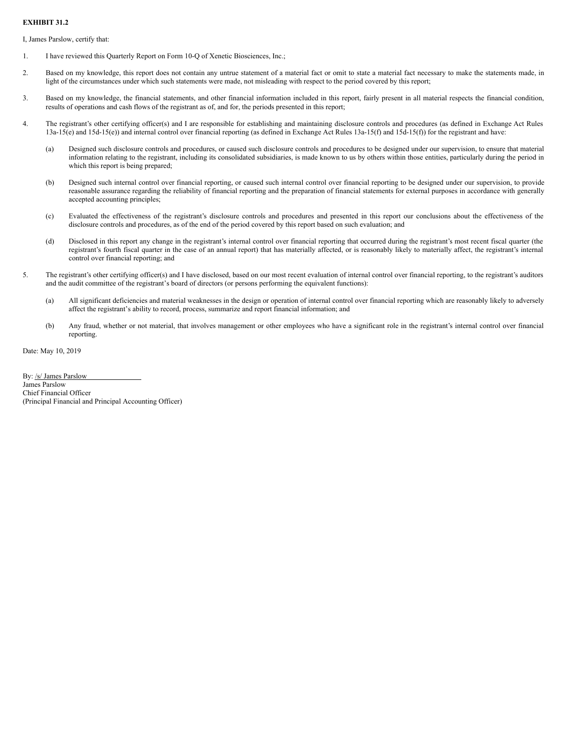**EXHIBIT 31.2**

I, James Parslow, certify that:

1. I have reviewed this Quarterly Report on Form 10-Q of Xenetic Biosciences, Inc.;

2. Based on my knowledge, this report does not contain any untrue statement of a material fact or omit to state a material fact necessary to make the statements made, in light of the circumstances under which such statements were made, not misleading with respect to the period covered by this report;

3. Based on my knowledge, the financial statements, and other financial information included in this report, fairly present in all material respects the financial condition, results of operations and cash flows of the registrant as of, and for, the periods presented in this report;

4. The registrant's other certifying officer(s) and I are responsible for establishing and maintaining disclosure controls and procedures (as defined in Exchange Act Rules 13a-15(e) and 15d-15(e)) and internal control over financial reporting (as defined in Exchange Act Rules 13a-15(f) and 15d-15(f)) for the registrant and have:

   (a) Designed such disclosure controls and procedures, or caused such disclosure controls and procedures to be designed under our supervision, to ensure that material information relating to the registrant, including its consolidated subsidiaries, is made known to us by others within those entities, particularly during the period in which this report is being prepared;

   (b) Designed such internal control over financial reporting, or caused such internal control over financial reporting to be designed under our supervision, to provide reasonable assurance regarding the reliability of financial reporting and the preparation of financial statements for external purposes in accordance with generally accepted accounting principles;

   (c) Evaluated the effectiveness of the registrant's disclosure controls and procedures and presented in this report our conclusions about the effectiveness of the disclosure controls and procedures, as of the end of the period covered by this report based on such evaluation; and

   (d) Disclosed in this report any change in the registrant's internal control over financial reporting that occurred during the registrant's most recent fiscal quarter (the registrant's fourth fiscal quarter in the case of an annual report) that has materially affected, or is reasonably likely to materially affect, the registrant's internal control over financial reporting; and

5. The registrant's other certifying officer(s) and I have disclosed, based on our most recent evaluation of internal control over financial reporting, to the registrant's auditors and the audit committee of the registrant's board of directors (or persons performing the equivalent functions):

   (a) All significant deficiencies and material weaknesses in the design or operation of internal control over financial reporting which are reasonably likely to adversely affect the registrant's ability to record, process, summarize and report financial information; and

   (b) Any fraud, whether or not material, that involves management or other employees who have a significant role in the registrant's internal control over financial reporting.

Date: May 10, 2019

By: /s/ James Parslow
James Parslow
Chief Financial Officer
(Principal Financial and Principal Accounting Officer)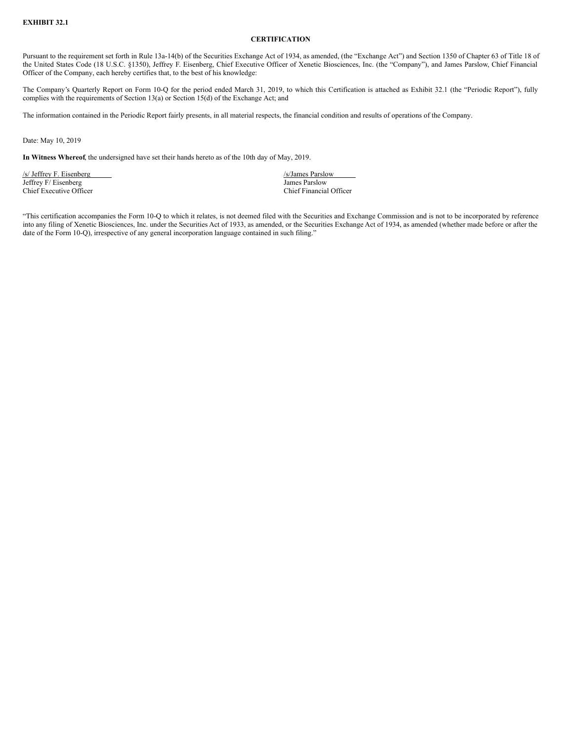**EXHIBIT 32.1**

**CERTIFICATION**

Pursuant to the requirement set forth in Rule 13a-14(b) of the Securities Exchange Act of 1934, as amended, (the "Exchange Act") and Section 1350 of Chapter 63 of Title 18 of the United States Code (18 U.S.C. §1350), Jeffrey F. Eisenberg, Chief Executive Officer of Xenetic Biosciences, Inc. (the "Company"), and James Parslow, Chief Financial Officer of the Company, each hereby certifies that, to the best of his knowledge:

The Company's Quarterly Report on Form 10-Q for the period ended March 31, 2019, to which this Certification is attached as Exhibit 32.1 (the "Periodic Report"), fully complies with the requirements of Section 13(a) or Section 15(d) of the Exchange Act; and

The information contained in the Periodic Report fairly presents, in all material respects, the financial condition and results of operations of the Company.

Date: May 10, 2019

**In Witness Whereof**, the undersigned have set their hands hereto as of the 10th day of May, 2019.

| | |
|---|---|
| /s/ Jeffrey F. Eisenberg | /s/James Parslow |
| Jeffrey F/ Eisenberg | James Parslow |
| Chief Executive Officer | Chief Financial Officer |

"This certification accompanies the Form 10-Q to which it relates, is not deemed filed with the Securities and Exchange Commission and is not to be incorporated by reference into any filing of Xenetic Biosciences, Inc. under the Securities Act of 1933, as amended, or the Securities Exchange Act of 1934, as amended (whether made before or after the date of the Form 10-Q), irrespective of any general incorporation language contained in such filing."